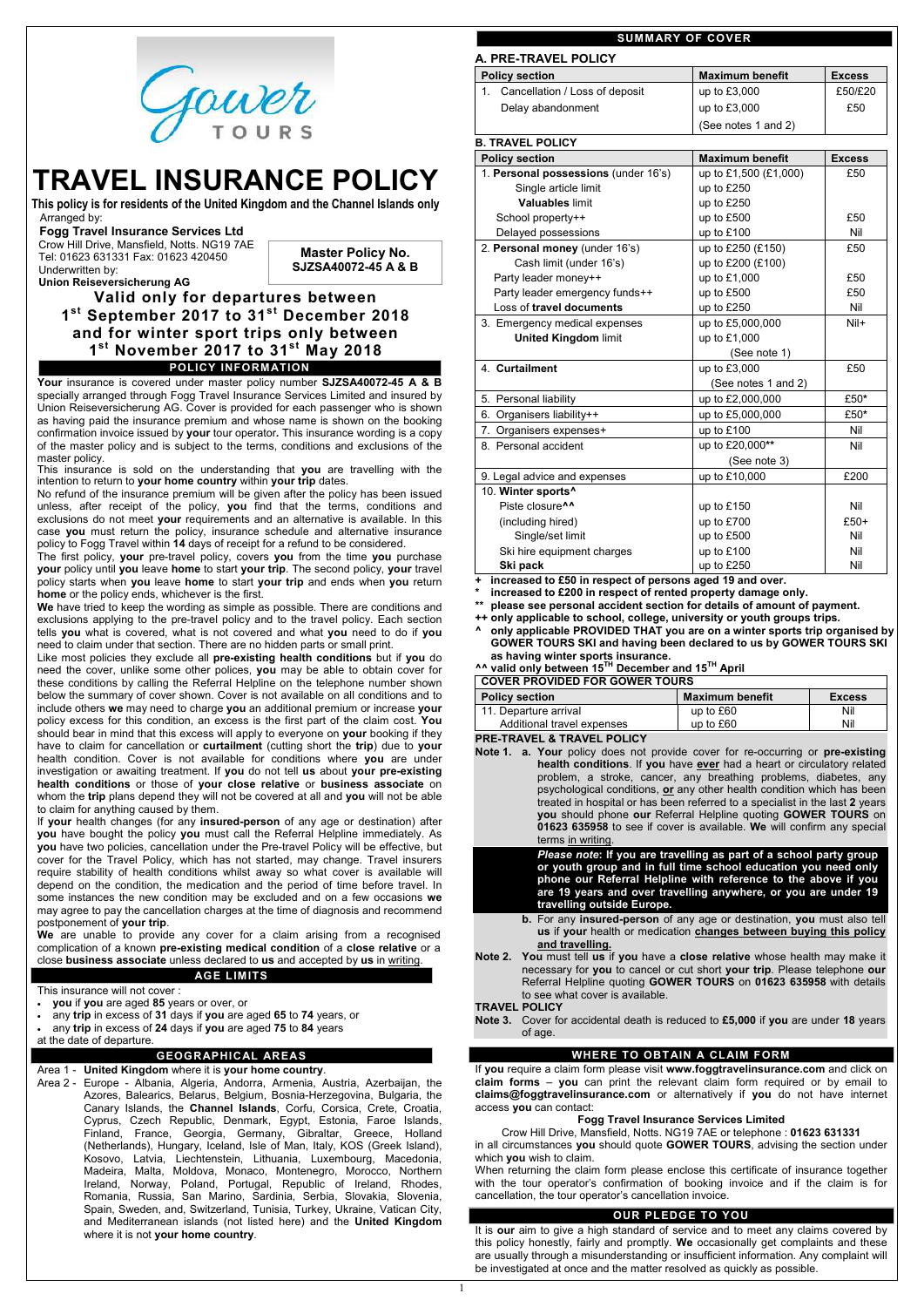Gower TOURS

# TRAVEL INSURANCE POLICY

**This policy is for residents of the United Kingdom and the Channel Islands only**

Arranged by:
**Fogg Travel Insurance Services Ltd**
Crow Hill Drive, Mansfield, Notts. NG19 7AE
Tel: 01623 631331 Fax: 01623 420450
Underwritten by:
**Union Reiseversicherung AG**

**Master Policy No. SJZSA40072-45 A & B**

## Valid only for departures between 1st September 2017 to 31st December 2018 and for winter sport trips only between 1st November 2017 to 31st May 2018

## POLICY INFORMATION

**Your** insurance is covered under master policy number **SJZSA40072-45 A & B** specially arranged through Fogg Travel Insurance Services Limited and insured by Union Reiseversicherung AG. Cover is provided for each passenger who is shown as having paid the insurance premium and whose name is shown on the booking confirmation invoice issued by **your** tour operator**.** This insurance wording is a copy of the master policy and is subject to the terms, conditions and exclusions of the master policy.

This insurance is sold on the understanding that **you** are travelling with the intention to return to **your home country** within **your trip** dates.

No refund of the insurance premium will be given after the policy has been issued unless, after receipt of the policy, **you** find that the terms, conditions and exclusions do not meet **your** requirements and an alternative is available. In this case **you** must return the policy, insurance schedule and alternative insurance policy to Fogg Travel within **14** days of receipt for a refund to be considered.

The first policy, **your** pre-travel policy, covers **you** from the time **you** purchase **your** policy until **you** leave **home** to start **your trip**. The second policy, **your** travel policy starts when **you** leave **home** to start **your trip** and ends when **you** return **home** or the policy ends, whichever is the first.

**We** have tried to keep the wording as simple as possible. There are conditions and exclusions applying to the pre-travel policy and to the travel policy. Each section tells **you** what is covered, what is not covered and what **you** need to do if **you** need to claim under that section. There are no hidden parts or small print.

Like most policies they exclude all **pre-existing health conditions** but if **you** do need the cover, unlike some other polices, **you** may be able to obtain cover for these conditions by calling the Referral Helpline on the telephone number shown below the summary of cover shown. Cover is not available on all conditions and to include others **we** may need to charge **you** an additional premium or increase **your** policy excess for this condition, an excess is the first part of the claim cost. **You** should bear in mind that this excess will apply to everyone on **your** booking if they have to claim for cancellation or **curtailment** (cutting short the **trip**) due to **your** health condition. Cover is not available for conditions where **you** are under investigation or awaiting treatment. If **you** do not tell **us** about **your pre-existing health conditions** or those of **your close relative** or **business associate** on whom the **trip** plans depend they will not be covered at all and **you** will not be able to claim for anything caused by them.

If **your** health changes (for any **insured-person** of any age or destination) after **you** have bought the policy **you** must call the Referral Helpline immediately. As **you** have two policies, cancellation under the Pre-travel Policy will be effective, but cover for the Travel Policy, which has not started, may change. Travel insurers require stability of health conditions whilst away so what cover is available will depend on the condition, the medication and the period of time before travel. In some instances the new condition may be excluded and on a few occasions **we** may agree to pay the cancellation charges at the time of diagnosis and recommend postponement of **your trip**.

**We** are unable to provide any cover for a claim arising from a recognised complication of a known **pre-existing medical condition** of a **close relative** or a close **business associate** unless declared to **us** and accepted by **us** in writing.

## AGE LIMITS

This insurance will not cover :

- **you** if **you** are aged **85** years or over, or
- any **trip** in excess of **31** days if **you** are aged **65** to **74** years, or
- any **trip** in excess of **24** days if **you** are aged **75** to **84** years

at the date of departure.

## GEOGRAPHICAL AREAS

Area 1 - **United Kingdom** where it is **your home country**.

Area 2 - Europe - Albania, Algeria, Andorra, Armenia, Austria, Azerbaijan, the Azores, Balearics, Belarus, Belgium, Bosnia-Herzegovina, Bulgaria, the Canary Islands, the **Channel Islands**, Corfu, Corsica, Crete, Croatia, Cyprus, Czech Republic, Denmark, Egypt, Estonia, Faroe Islands, Finland, France, Georgia, Germany, Gibraltar, Greece, Holland (Netherlands), Hungary, Iceland, Isle of Man, Italy, KOS (Greek Island), Kosovo, Latvia, Liechtenstein, Lithuania, Luxembourg, Macedonia, Madeira, Malta, Moldova, Monaco, Montenegro, Morocco, Northern Ireland, Norway, Poland, Portugal, Republic of Ireland, Rhodes, Romania, Russia, San Marino, Sardinia, Serbia, Slovakia, Slovenia, Spain, Sweden, and, Switzerland, Tunisia, Turkey, Ukraine, Vatican City, and Mediterranean islands (not listed here) and the **United Kingdom** where it is not **your home country**.

## SUMMARY OF COVER

### A. PRE-TRAVEL POLICY

| Policy section | Maximum benefit | Excess |
|---|---|---|
| 1. Cancellation / Loss of deposit | up to £3,000 | £50/£20 |
| Delay abandonment | up to £3,000 | £50 |
| | (See notes 1 and 2) | |

### B. TRAVEL POLICY

| Policy section | Maximum benefit | Excess |
|---|---|---|
| 1. **Personal possessions** (under 16's) | up to £1,500 (£1,000) | £50 |
| Single article limit | up to £250 | |
| **Valuables** limit | up to £250 | |
| School property++ | up to £500 | £50 |
| Delayed possessions | up to £100 | Nil |
| 2. **Personal money** (under 16's) | up to £250 (£150) | £50 |
| Cash limit (under 16's) | up to £200 (£100) | |
| Party leader money++ | up to £1,000 | £50 |
| Party leader emergency funds++ | up to £500 | £50 |
| Loss of **travel documents** | up to £250 | Nil |
| 3. Emergency medical expenses | up to £5,000,000 | Nil+ |
| **United Kingdom** limit | up to £1,000 | |
| | (See note 1) | |
| 4. **Curtailment** | up to £3,000 | £50 |
| | (See notes 1 and 2) | |
| 5. Personal liability | up to £2,000,000 | £50* |
| 6. Organisers liability++ | up to £5,000,000 | £50* |
| 7. Organisers expenses+ | up to £100 | Nil |
| 8. Personal accident | up to £20,000** | Nil |
| | (See note 3) | |
| 9. Legal advice and expenses | up to £10,000 | £200 |
| 10. **Winter sports^** | | |
| Piste closure^^ | up to £150 | Nil |
| (including hired) | up to £700 | £50+ |
| Single/set limit | up to £500 | Nil |
| Ski hire equipment charges | up to £100 | Nil |
| **Ski pack** | up to £250 | Nil |

**+ increased to £50 in respect of persons aged 19 and over.**
**\* increased to £200 in respect of rented property damage only.**
**\*\* please see personal accident section for details of amount of payment.**
**++ only applicable to school, college, university or youth groups trips.**
**^ only applicable PROVIDED THAT you are on a winter sports trip organised by GOWER TOURS SKI and having been declared to us by GOWER TOURS SKI as having winter sports insurance.**
**^^ valid only between 15TH December and 15TH April**

### COVER PROVIDED FOR GOWER TOURS

| Policy section | Maximum benefit | Excess |
|---|---|---|
| 11. Departure arrival | up to £60 | Nil |
| Additional travel expenses | up to £60 | Nil |

**PRE-TRAVEL & TRAVEL POLICY**

**Note 1.** a. **Your** policy does not provide cover for re-occurring or **pre-existing health conditions**. If **you** have **ever** had a heart or circulatory related problem, a stroke, cancer, any breathing problems, diabetes, any psychological conditions, **or** any other health condition which has been treated in hospital or has been referred to a specialist in the last **2** years **you** should phone **our** Referral Helpline quoting **GOWER TOURS** on **01623 635958** to see if cover is available. **We** will confirm any special terms in writing.

***Please note*: If you are travelling as part of a school party group or youth group and in full time school education you need only phone our Referral Helpline with reference to the above if you are 19 years and over travelling anywhere, or you are under 19 travelling outside Europe.**

b. For any **insured-person** of any age or destination, **you** must also tell **us** if **your** health or medication **changes between buying this policy and travelling.**

**Note 2.** **You** must tell **us** if **you** have a **close relative** whose health may make it necessary for **you** to cancel or cut short **your trip**. Please telephone **our** Referral Helpline quoting **GOWER TOURS** on **01623 635958** with details to see what cover is available.

**TRAVEL POLICY**

**Note 3.** Cover for accidental death is reduced to **£5,000** if **you** are under **18** years of age.

## WHERE TO OBTAIN A CLAIM FORM

If **you** require a claim form please visit **www.foggtravelinsurance.com** and click on **claim forms** – **you** can print the relevant claim form required or by email to **claims@foggtravelinsurance.com** or alternatively if **you** do not have internet access **you** can contact:

**Fogg Travel Insurance Services Limited**
Crow Hill Drive, Mansfield, Notts. NG19 7AE or telephone : **01623 631331**

in all circumstances **you** should quote **GOWER TOURS**, advising the section under which **you** wish to claim.

When returning the claim form please enclose this certificate of insurance together with the tour operator's confirmation of booking invoice and if the claim is for cancellation, the tour operator's cancellation invoice.

## OUR PLEDGE TO YOU

It is **our** aim to give a high standard of service and to meet any claims covered by this policy honestly, fairly and promptly. **We** occasionally get complaints and these are usually through a misunderstanding or insufficient information. Any complaint will be investigated at once and the matter resolved as quickly as possible.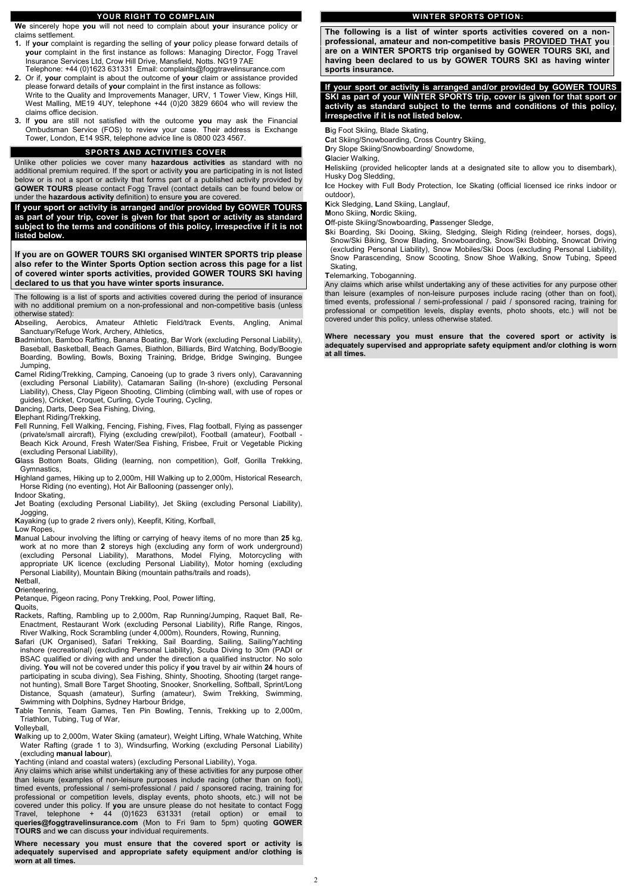## YOUR RIGHT TO COMPLAIN

**We** sincerely hope **you** will not need to complain about **your** insurance policy or claims settlement.

1. If **your** complaint is regarding the selling of **your** policy please forward details of **your** complaint in the first instance as follows: Managing Director, Fogg Travel Insurance Services Ltd, Crow Hill Drive, Mansfield, Notts. NG19 7AE
   Telephone: +44 (0)1623 631331 Email: complaints@foggtravelinsurance.com
2. Or if, **your** complaint is about the outcome of **your** claim or assistance provided please forward details of **your** complaint in the first instance as follows:
   Write to the Quality and Improvements Manager, URV, 1 Tower View, Kings Hill, West Malling, ME19 4UY, telephone +44 (0)20 3829 6604 who will review the claims office decision.
3. If **you** are still not satisfied with the outcome **you** may ask the Financial Ombudsman Service (FOS) to review your case. Their address is Exchange Tower, London, E14 9SR, telephone advice line is 0800 023 4567.

## SPORTS AND ACTIVITIES COVER

Unlike other policies we cover many **hazardous activities** as standard with no additional premium required. If the sport or activity **you** are participating in is not listed below or is not a sport or activity that forms part of a published activity provided by **GOWER TOURS** please contact Fogg Travel (contact details can be found below or under the **hazardous activity** definition) to ensure **you** are covered.

**If your sport or activity is arranged and/or provided by GOWER TOURS as part of your trip, cover is given for that sport or activity as standard subject to the terms and conditions of this policy, irrespective if it is not listed below.**

**If you are on GOWER TOURS SKI organised WINTER SPORTS trip please also refer to the Winter Sports Option section across this page for a list of covered winter sports activities, provided GOWER TOURS SKI having declared to us that you have winter sports insurance.**

The following is a list of sports and activities covered during the period of insurance with no additional premium on a non-professional and non-competitive basis (unless otherwise stated):

**A**bseiling, Aerobics, Amateur Athletic Field/track Events, Angling, Animal Sanctuary/Refuge Work, Archery, Athletics,

**B**adminton, Bamboo Rafting, Banana Boating, Bar Work (excluding Personal Liability), Baseball, Basketball, Beach Games, Biathlon, Billiards, Bird Watching, Body/Boogie Boarding, Bowling, Bowls, Boxing Training, Bridge, Bridge Swinging, Bungee Jumping,

**C**amel Riding/Trekking, Camping, Canoeing (up to grade 3 rivers only), Caravanning (excluding Personal Liability), Catamaran Sailing (In-shore) (excluding Personal Liability), Chess, Clay Pigeon Shooting, Climbing (climbing wall, with use of ropes or guides), Cricket, Croquet, Curling, Cycle Touring, Cycling,

**D**ancing, Darts, Deep Sea Fishing, Diving,

**E**lephant Riding/Trekking,

**F**ell Running, Fell Walking, Fencing, Fishing, Fives, Flag football, Flying as passenger (private/small aircraft), Flying (excluding crew/pilot), Football (amateur), Football - Beach Kick Around, Fresh Water/Sea Fishing, Frisbee, Fruit or Vegetable Picking (excluding Personal Liability),

**G**lass Bottom Boats, Gliding (learning, non competition), Golf, Gorilla Trekking, Gymnastics,

**H**ighland games, Hiking up to 2,000m, Hill Walking up to 2,000m, Historical Research, Horse Riding (no eventing), Hot Air Ballooning (passenger only),

**I**ndoor Skating,

**J**et Boating (excluding Personal Liability), Jet Skiing (excluding Personal Liability), Jogging,

**K**ayaking (up to grade 2 rivers only), Keepfit, Kiting, Korfball,

**L**ow Ropes,

**M**anual Labour involving the lifting or carrying of heavy items of no more than **25** kg, work at no more than **2** storeys high (excluding any form of work underground) (excluding Personal Liability), Marathons, Model Flying, Motorcycling with appropriate UK licence (excluding Personal Liability), Motor homing (excluding Personal Liability), Mountain Biking (mountain paths/trails and roads),

**N**etball,

**O**rienteering,

**P**etanque, Pigeon racing, Pony Trekking, Pool, Power lifting,

**Q**uoits,

**R**ackets, Rafting, Rambling up to 2,000m, Rap Running/Jumping, Raquet Ball, Re-Enactment, Restaurant Work (excluding Personal Liability), Rifle Range, Ringos, River Walking, Rock Scrambling (under 4,000m), Rounders, Rowing, Running,

**S**afari (UK Organised), Safari Trekking, Sail Boarding, Sailing, Sailing/Yachting inshore (recreational) (excluding Personal Liability), Scuba Diving to 30m (PADI or BSAC qualified or diving with and under the direction a qualified instructor. No solo diving. **You** will not be covered under this policy if **you** travel by air within **24** hours of participating in scuba diving), Sea Fishing, Shinty, Shooting, Shooting (target range-not hunting), Small Bore Target Shooting, Snooker, Snorkelling, Softball, Sprint/Long Distance, Squash (amateur), Surfing (amateur), Swim Trekking, Swimming, Swimming with Dolphins, Sydney Harbour Bridge,

**T**able Tennis, Team Games, Ten Pin Bowling, Tennis, Trekking up to 2,000m, Triathlon, Tubing, Tug of War,

**V**olleyball,

**W**alking up to 2,000m, Water Skiing (amateur), Weight Lifting, Whale Watching, White Water Rafting (grade 1 to 3), Windsurfing, Working (excluding Personal Liability) (excluding **manual labour**),

**Y**achting (inland and coastal waters) (excluding Personal Liability), Yoga.

Any claims which arise whilst undertaking any of these activities for any purpose other than leisure (examples of non-leisure purposes include racing (other than on foot), timed events, professional / semi-professional / paid / sponsored racing, training for professional or competition levels, display events, photo shoots, etc.) will not be covered under this policy. If **you** are unsure please do not hesitate to contact Fogg Travel, telephone + 44 (0)1623 631331 (retail option) or email to **queries@foggtravelinsurance.com** (Mon to Fri 9am to 5pm) quoting **GOWER TOURS** and **we** can discuss **your** individual requirements.

**Where necessary you must ensure that the covered sport or activity is adequately supervised and appropriate safety equipment and/or clothing is worn at all times.**

## WINTER SPORTS OPTION:

**The following is a list of winter sports activities covered on a non-professional, amateur and non-competitive basis PROVIDED THAT you are on a WINTER SPORTS trip organised by GOWER TOURS SKI, and having been declared to us by GOWER TOURS SKI as having winter sports insurance.**

**If your sport or activity is arranged and/or provided by GOWER TOURS SKI as part of your WINTER SPORTS trip, cover is given for that sport or activity as standard subject to the terms and conditions of this policy, irrespective if it is not listed below.**

**B**ig Foot Skiing, Blade Skating,

**C**at Skiing/Snowboarding, Cross Country Skiing,

**D**ry Slope Skiing/Snowboarding/ Snowdome,

**G**lacier Walking,

**H**eliskiing (provided helicopter lands at a designated site to allow you to disembark), Husky Dog Sledding,

**I**ce Hockey with Full Body Protection, Ice Skating (official licensed ice rinks indoor or outdoor),

**K**ick Sledging, **L**and Skiing, Langlauf,

**M**ono Skiing, **N**ordic Skiing,

**O**ff-piste Skiing/Snowboarding, **P**assenger Sledge,

**S**ki Boarding, Ski Dooing, Skiing, Sledging, Sleigh Riding (reindeer, horses, dogs), Snow/Ski Biking, Snow Blading, Snowboarding, Snow/Ski Bobbing, Snowcat Driving (excluding Personal Liability), Snow Mobiles/Ski Doos (excluding Personal Liability), Snow Parascending, Snow Scooting, Snow Shoe Walking, Snow Tubing, Speed Skating,

**T**elemarking, Toboganning.

Any claims which arise whilst undertaking any of these activities for any purpose other than leisure (examples of non-leisure purposes include racing (other than on foot), timed events, professional / semi-professional / paid / sponsored racing, training for professional or competition levels, display events, photo shoots, etc.) will not be covered under this policy, unless otherwise stated.

**Where necessary you must ensure that the covered sport or activity is adequately supervised and appropriate safety equipment and/or clothing is worn at all times.**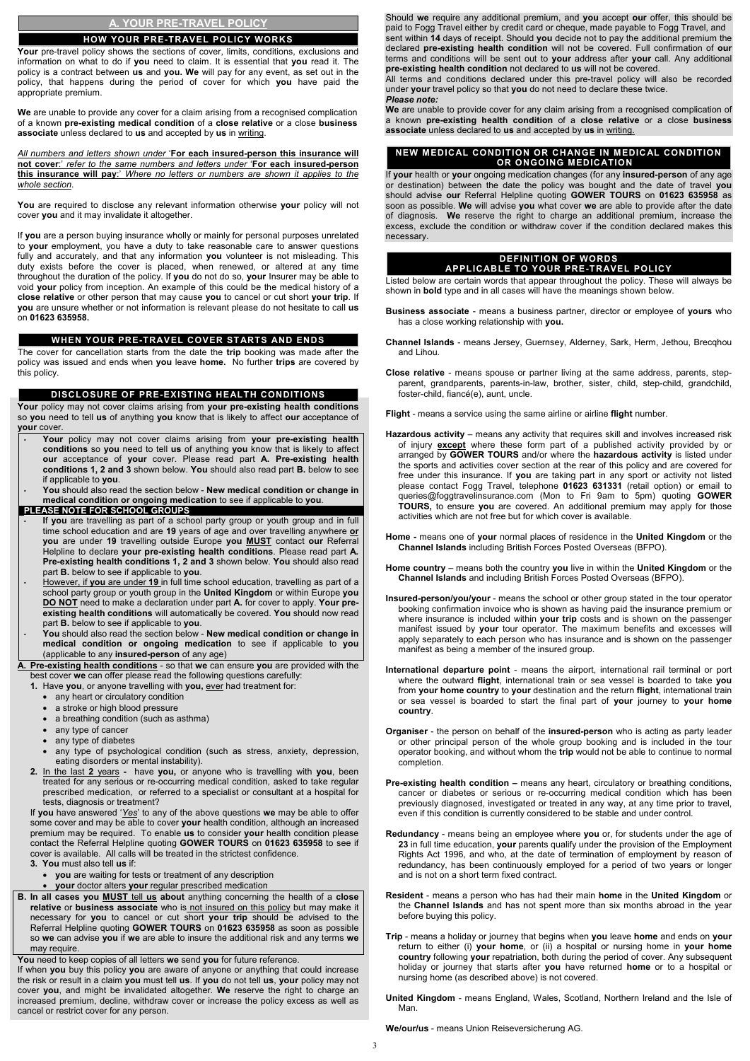# A. YOUR PRE-TRAVEL POLICY

## HOW YOUR PRE-TRAVEL POLICY WORKS

**Your** pre-travel policy shows the sections of cover, limits, conditions, exclusions and information on what to do if **you** need to claim. It is essential that **you** read it. The policy is a contract between **us** and **you. We** will pay for any event, as set out in the policy, that happens during the period of cover for which **you** have paid the appropriate premium.

**We** are unable to provide any cover for a claim arising from a recognised complication of a known **pre-existing medical condition** of a **close relative** or a close **business associate** unless declared to **us** and accepted by **us** in writing.

*All numbers and letters shown under* '**For each insured-person this insurance will not cover**:' *refer to the same numbers and letters under* '**For each insured-person this insurance will pay**:' *Where no letters or numbers are shown it applies to the whole section*.

**You** are required to disclose any relevant information otherwise **your** policy will not cover **you** and it may invalidate it altogether.

If **you** are a person buying insurance wholly or mainly for personal purposes unrelated to **your** employment, you have a duty to take reasonable care to answer questions fully and accurately, and that any information **you** volunteer is not misleading. This duty exists before the cover is placed, when renewed, or altered at any time throughout the duration of the policy. If **you** do not do so, **your** Insurer may be able to void **your** policy from inception. An example of this could be the medical history of a **close relative** or other person that may cause **you** to cancel or cut short **your trip**. If **you** are unsure whether or not information is relevant please do not hesitate to call **us** on **01623 635958.**

## WHEN YOUR PRE-TRAVEL COVER STARTS AND ENDS

The cover for cancellation starts from the date the **trip** booking was made after the policy was issued and ends when **you** leave **home.** No further **trips** are covered by this policy.

## DISCLOSURE OF PRE-EXISTING HEALTH CONDITIONS

**Your** policy may not cover claims arising from **your pre-existing health conditions** so **you** need to tell **us** of anything **you** know that is likely to affect **our** acceptance of **your** cover.

- **Your** policy may not cover claims arising from **your pre-existing health conditions** so **you** need to tell **us** of anything **you** know that is likely to affect **our** acceptance of **your** cover. Please read part **A. Pre-existing health conditions 1, 2 and 3** shown below. **You** should also read part **B.** below to see if applicable to **you**.
- **You** should also read the section below - **New medical condition or change in medical condition or ongoing medication** to see if applicable to **you**.

**PLEASE NOTE FOR SCHOOL GROUPS**

- **If you** are travelling as part of a school party group or youth group and in full time school education and are **19** years of age and over travelling anywhere **or you** are under **19** travelling outside Europe **you MUST** contact **our** Referral Helpline to declare **your pre-existing health conditions**. Please read part **A. Pre-existing health conditions 1, 2 and 3** shown below. **You** should also read part **B.** below to see if applicable to **you**.
- However, if **you** are under **19** in full time school education, travelling as part of a school party group or youth group in the **United Kingdom** or within Europe **you DO NOT** need to make a declaration under part **A.** for cover to apply. **Your pre-existing health conditions** will automatically be covered. **You** should now read part **B.** below to see if applicable to **you**.
- **You** should also read the section below - **New medical condition or change in medical condition or ongoing medication** to see if applicable to **you** (applicable to any **insured-person** of any age)

**A. Pre-existing health conditions** - so that **we** can ensure **you** are provided with the best cover **we** can offer please read the following questions carefully:

1. Have **you**, or anyone travelling with **you,** ever had treatment for:
   - any heart or circulatory condition
   - a stroke or high blood pressure
   - a breathing condition (such as asthma)
   - any type of cancer
   - any type of diabetes
   - any type of psychological condition (such as stress, anxiety, depression, eating disorders or mental instability).
2. In the last **2** years **-** have **you,** or anyone who is travelling with **you**, been treated for any serious or re-occurring medical condition, asked to take regular prescribed medication, or referred to a specialist or consultant at a hospital for tests, diagnosis or treatment?

If **you** have answered '*Yes*' to any of the above questions **we** may be able to offer some cover and may be able to cover **your** health condition, although an increased premium may be required. To enable **us** to consider **your** health condition please contact the Referral Helpline quoting **GOWER TOURS** on **01623 635958** to see if cover is available. All calls will be treated in the strictest confidence.

3. **You** must also tell **us** if:
   - **you** are waiting for tests or treatment of any description
   - **your** doctor alters **your** regular prescribed medication

**B. In all cases you MUST tell us about** anything concerning the health of a **close relative** or **business associate** who is not insured on this policy but may make it necessary for **you** to cancel or cut short **your trip** should be advised to the Referral Helpline quoting **GOWER TOURS** on **01623 635958** as soon as possible so **we** can advise **you** if **we** are able to insure the additional risk and any terms **we** may require.

**You** need to keep copies of all letters **we** send **you** for future reference.

If when **you** buy this policy **you** are aware of anyone or anything that could increase the risk or result in a claim **you** must tell **us**. If **you** do not tell **us**, **your** policy may not cover **you**, and might be invalidated altogether. **We** reserve the right to charge an increased premium, decline, withdraw cover or increase the policy excess as well as cancel or restrict cover for any person.

Should **we** require any additional premium, and **you** accept **our** offer, this should be paid to Fogg Travel either by credit card or cheque, made payable to Fogg Travel, and sent within **14** days of receipt. Should **you** decide not to pay the additional premium the declared **pre-existing health condition** will not be covered. Full confirmation of **our** terms and conditions will be sent out to **your** address after **your** call. Any additional **pre-existing health condition** not declared to **us** will not be covered.

All terms and conditions declared under this pre-travel policy will also be recorded under **your** travel policy so that **you** do not need to declare these twice.

***Please note:***

**We** are unable to provide cover for any claim arising from a recognised complication of a known **pre-existing health condition** of a **close relative** or a close **business associate** unless declared to **us** and accepted by **us** in writing.

## NEW MEDICAL CONDITION OR CHANGE IN MEDICAL CONDITION OR ONGOING MEDICATION

If **your** health or **your** ongoing medication changes (for any **insured-person** of any age or destination) between the date the policy was bought and the date of travel **you** should advise **our** Referral Helpline quoting **GOWER TOURS** on **01623 635958** as soon as possible. **We** will advise **you** what cover **we** are able to provide after the date of diagnosis. **We** reserve the right to charge an additional premium, increase the excess, exclude the condition or withdraw cover if the condition declared makes this necessary.

## DEFINITION OF WORDS APPLICABLE TO YOUR PRE-TRAVEL POLICY

Listed below are certain words that appear throughout the policy. These will always be shown in **bold** type and in all cases will have the meanings shown below.

**Business associate** - means a business partner, director or employee of **yours** who has a close working relationship with **you.**

**Channel Islands** - means Jersey, Guernsey, Alderney, Sark, Herm, Jethou, Brecqhou and Lihou.

**Close relative** - means spouse or partner living at the same address, parents, step-parent, grandparents, parents-in-law, brother, sister, child, step-child, grandchild, foster-child, fiancé(e), aunt, uncle.

**Flight** - means a service using the same airline or airline **flight** number.

**Hazardous activity** – means any activity that requires skill and involves increased risk of injury **except** where these form part of a published activity provided by or arranged by **GOWER TOURS** and/or where the **hazardous activity** is listed under the sports and activities cover section at the rear of this policy and are covered for free under this insurance. If **you** are taking part in any sport or activity not listed please contact Fogg Travel, telephone **01623 631331** (retail option) or email to queries@foggtravelinsurance.com (Mon to Fri 9am to 5pm) quoting **GOWER TOURS,** to ensure **you** are covered. An additional premium may apply for those activities which are not free but for which cover is available.

**Home -** means one of **your** normal places of residence in the **United Kingdom** or the **Channel Islands** including British Forces Posted Overseas (BFPO).

**Home country** – means both the country **you** live in within the **United Kingdom** or the **Channel Islands** and including British Forces Posted Overseas (BFPO).

**Insured-person/you/your** - means the school or other group stated in the tour operator booking confirmation invoice who is shown as having paid the insurance premium or where insurance is included within **your trip** costs and is shown on the passenger manifest issued by **your** tour operator. The maximum benefits and excesses will apply separately to each person who has insurance and is shown on the passenger manifest as being a member of the insured group.

**International departure point** - means the airport, international rail terminal or port where the outward **flight**, international train or sea vessel is boarded to take **you** from **your home country** to **your** destination and the return **flight**, international train or sea vessel is boarded to start the final part of **your** journey to **your home country**.

**Organiser** - the person on behalf of the **insured-person** who is acting as party leader or other principal person of the whole group booking and is included in the tour operator booking, and without whom the **trip** would not be able to continue to normal completion.

**Pre-existing health condition –** means any heart, circulatory or breathing conditions, cancer or diabetes or serious or re-occurring medical condition which has been previously diagnosed, investigated or treated in any way, at any time prior to travel, even if this condition is currently considered to be stable and under control.

**Redundancy** - means being an employee where **you** or, for students under the age of **23** in full time education, **your** parents qualify under the provision of the Employment Rights Act 1996, and who, at the date of termination of employment by reason of redundancy, has been continuously employed for a period of two years or longer and is not on a short term fixed contract.

**Resident** - means a person who has had their main **home** in the **United Kingdom** or the **Channel Islands** and has not spent more than six months abroad in the year before buying this policy.

**Trip** - means a holiday or journey that begins when **you** leave **home** and ends on **your** return to either (i) **your home**, or (ii) a hospital or nursing home in **your home country** following **your** repatriation, both during the period of cover. Any subsequent holiday or journey that starts after **you** have returned **home** or to a hospital or nursing home (as described above) is not covered.

**United Kingdom** - means England, Wales, Scotland, Northern Ireland and the Isle of Man.

**We/our/us** - means Union Reiseversicherung AG.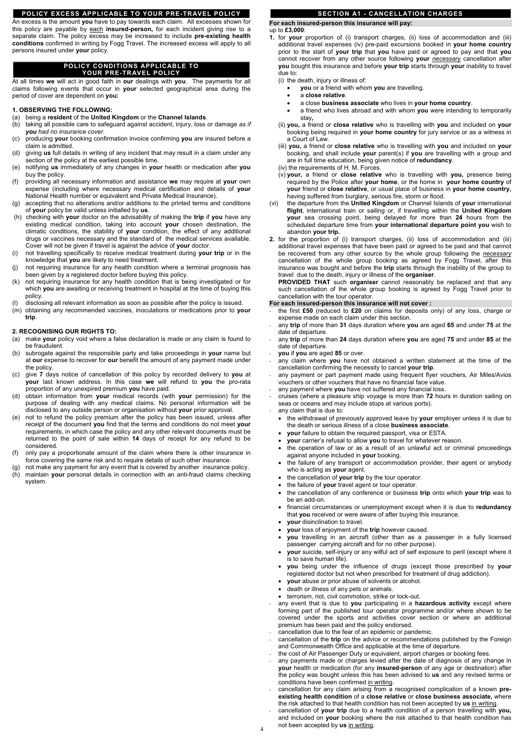## POLICY EXCESS APPLICABLE TO YOUR PRE-TRAVEL POLICY

An excess is the amount **you** have to pay towards each claim. All excesses shown for this policy are payable by each **insured-person,** for each incident giving rise to a separate claim. The policy excess may be increased to include **pre-existing health conditions** confirmed in writing by Fogg Travel. The increased excess will apply to all persons insured under **your** policy.

## POLICY CONDITIONS APPLICABLE TO YOUR PRE-TRAVEL POLICY

At all times **we** will act in good faith in **our** dealings with **you**. The payments for all claims following events that occur in **your** selected geographical area during the period of cover are dependent on **you:**

### 1. OBSERVING THE FOLLOWING:

(a) being a **resident** of the **United Kingdom** or the **Channel Islands**.
(b) taking all possible care to safeguard against accident, injury, loss or damage *as if **you** had no insurance cover.*
(c) producing **your** booking confirmation invoice confirming **you** are insured before a claim is admitted.
(d) giving **us** full details in writing of any incident that may result in a claim under any section of the policy at the earliest possible time.
(e) notifying **us** immediately of any changes in **your** health or medication after **you** buy the policy.
(f) providing all necessary information and assistance **we** may require at **your** own expense (including where necessary medical certification and details of **your** National Health number or equivalent and Private Medical Insurance).
(g) accepting that no alterations and/or additions to the printed terms and conditions of **your** policy be valid unless initialled by **us**.
(h) checking with **your** doctor on the advisability of making the **trip** if **you** have any existing medical condition, taking into account **your** chosen destination, the climatic conditions, the stability of **your** condition, the effect of any additional drugs or vaccines necessary and the standard of the medical services available. Cover will not be given if travel is against the advice of **your** doctor.
(i) not travelling specifically to receive medical treatment during **your trip** or in the knowledge that **you** are likely to need treatment.
(j) not requiring insurance for any health condition where a terminal prognosis has been given by a registered doctor before buying this policy.
(k) not requiring insurance for any health condition that is being investigated or for which **you** are awaiting or receiving treatment in hospital at the time of buying this policy.
(l) disclosing all relevant information as soon as possible after the policy is issued.
(m) obtaining any recommended vaccines, inoculations or medications prior to **your trip**.

### 2. RECOGNISING OUR RIGHTS TO:

(a) make **your** policy void where a false declaration is made or any claim is found to be fraudulent.
(b) subrogate against the responsible party and take proceedings in **your** name but at **our** expense to recover for **our** benefit the amount of any payment made under the policy.
(c) give **7** days notice of cancellation of this policy by recorded delivery to **you** at **your** last known address. In this case **we** will refund to **you** the pro-rata proportion of any unexpired premium **you** have paid.
(d) obtain information from **your** medical records (with **your** permission) for the purpose of dealing with any medical claims. No personal information will be disclosed to any outside person or organisation without **your** prior approval.
(e) not to refund the policy premium after the policy has been issued, unless after receipt of the document **you** find that the terms and conditions do not meet **your** requirements, in which case the policy and any other relevant documents must be returned to the point of sale within **14** days of receipt for any refund to be considered.
(f) only pay a proportionate amount of the claim where there is other insurance in force covering the same risk and to require details of such other insurance.
(g) not make any payment for any event that is covered by another insurance policy.
(h) maintain **your** personal details in connection with an anti-fraud claims checking system.

## SECTION A1 - CANCELLATION CHARGES

**For each insured-person this insurance will pay:**

up to **£3,000**:

**1.** for **your** proportion of (i) transport charges, (ii) loss of accommodation and (iii) additional travel expenses (iv) pre-paid excursions booked in **your home country** prior to the start of **your trip** that **you** have paid or agreed to pay and that **you** cannot recover from any other source following **your** *necessary* cancellation after **you** bought this insurance and before **your trip** starts through **your** inability to travel due to:

(i) the death, injury or illness of:
- **you** or a friend with whom **you** are travelling.
- a **close relative**.
- a close **business associate** who lives in **your home country**.
- a friend who lives abroad and with whom **you** were intending to temporarily stay,

(ii) **you,** a friend or **close relative** who is travelling with **you** and included on **your** booking being required in **your home country** for jury service or as a witness in a Court of Law.
(iii) **you,** a friend or **close relative** who is travelling with **you** and included on **your** booking, and shall include **your** parent(s) if **you** are travelling with a group and are in full time education, being given notice of **redundancy**.
(iv) the requirements of H. M. Forces.
(v) **your,** a friend or **close relative** who is travelling with **you,** presence being required by the Police after **your home**, or the home in **your home country** of **your** friend or **close relative**, or usual place of business in **your home country,** having suffered from burglary, serious fire, storm or flood.
(vi) the departure from the **United Kingdom** or Channel Islands of **your** international **flight**, international train or sailing or, if travelling within the **United Kingdom your** sea crossing point, being delayed for more than **24** hours from the scheduled departure time from **your international departure point you** wish to abandon **your trip.**

**2.** for the proportion of (i) transport charges, (ii) loss of accommodation and (iii) additional travel expenses that have been paid or agreed to be paid and that cannot be recovered from any other source by the whole group following the *necessary* cancellation of the whole group booking as agreed by Fogg Travel, after this insurance was bought and before the **trip** starts through the inability of the group to travel due to the death, injury or illness of the **organiser**.

**PROVIDED THAT** such **organiser** cannot reasonably be replaced and that any such cancellation of the whole group booking is agreed by Fogg Travel prior to cancellation with the tour operator.

**For each insured-person this insurance will not cover :**

- the first **£50** (reduced to **£20** on claims for deposits only) of any loss, charge or expense made on each claim under this section.
- any **trip** of more than **31** days duration where **you** are aged **65** and under **75** at the date of departure.
- any **trip** of more than **24** days duration where **you** are aged **75** and under **85** at the date of departure.
- **you** if **you** are aged **85** or over.
- any claim where **you** have not obtained a written statement at the time of the cancellation confirming the necessity to cancel **your trip**.
- any payment or part payment made using frequent flyer vouchers, Air Miles/Avios vouchers or other vouchers that have no financial face value.
- any payment where **you** have not suffered any financial loss.
- cruises (where a pleasure ship voyage is more than **72** hours in duration sailing on seas or oceans and may include stops at various ports).
- any claim that is due to:
  - the withdrawal of previously approved leave by **your** employer unless it is due to the death or serious illness of a close **business associate**.
  - **your** failure to obtain the required passport, visa or ESTA.
  - **your** carrier's refusal to allow **you** to travel for whatever reason.
  - the operation of law or as a result of an unlawful act or criminal proceedings against anyone included in **your** booking.
  - the failure of any transport or accommodation provider, their agent or anybody who is acting as **your** agent.
  - the cancellation of **your trip** by the tour operator.
  - the failure of **your** travel agent or tour operator.
  - the cancellation of any conference or business **trip** onto which **your trip** was to be an add-on.
  - financial circumstances or unemployment except when it is due to **redundancy** that **you** received or were aware of after buying this insurance.
  - **your** disinclination to travel.
  - **your** loss of enjoyment of the **trip** however caused.
  - **you** travelling in an aircraft (other than as a passenger in a fully licensed passenger carrying aircraft and for no other purpose).
  - **your** suicide, self-injury or any wilful act of self exposure to peril (except where it is to save human life).
  - **you** being under the influence of drugs (except those prescribed by **your** registered doctor but not when prescribed for treatment of drug addiction).
  - **your** abuse or prior abuse of solvents or alcohol.
  - death or illness of any pets or animals.
  - terrorism, riot, civil commotion, strike or lock-out.
- any event that is due to **you** participating in a **hazardous activity** except where forming part of the published tour operator programme and/or where shown to be covered under the sports and activities cover section or where an additional premium has been paid and the policy endorsed.
- cancellation due to the fear of an epidemic or pandemic.
- cancellation of the **trip** on the advice or recommendations published by the Foreign and Commonwealth Office and applicable at the time of departure.
- the cost of Air Passenger Duty or equivalent, airport charges or booking fees.
- any payments made or charges levied after the date of diagnosis of any change in **your** health or medication (for any **insured-person** of any age or destination) after the policy was bought unless this has been advised to **us** and any revised terms or conditions have been confirmed in writing.
- cancellation for any claim arising from a recognised complication of a known **pre-existing health condition** of a **close relative** or **close business associate,** where the risk attached to that health condition has not been accepted by **us** in writing.
- cancellation of **your trip** due to a health condition of a person travelling with **you,** and included on **your** booking where the risk attached to that health condition has not been accepted by **us** in writing.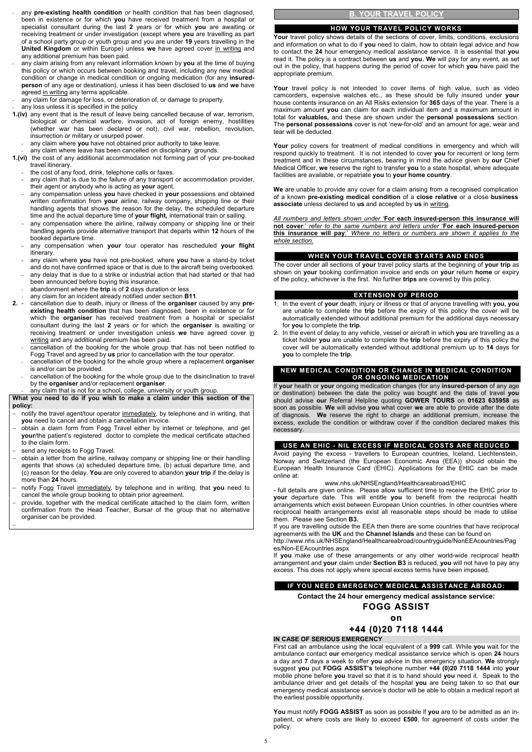- any **pre-existing health condition** *or* health condition that has been diagnosed, been in existence or for which **you** have received treatment from a hospital or specialist consultant during the last **2** years *or* for which **you** are awaiting or receiving treatment or under investigation (except where **you** are travelling as part of a school party group or youth group and you are under **19** years travelling in the **United Kingdom** or within Europe) unless **we** have agreed cover in writing and any additional premium has been paid.
- any claim arising from any relevant information known by **you** at the time of buying this policy or which occurs between booking and travel, including any new medical condition or change in medical condition or ongoing medication (for any **insured-person** of any age or destination), unless it has been disclosed to **us** and **we** have agreed in writing any terms applicable.
- any claim for damage for loss, or deterioration of, or damage to property.
- any loss unless it is specified in the policy

**1.(iv)** any event that is the result of leave being cancelled because of war, terrorism, biological or chemical warfare, invasion, act of foreign enemy, hostilities (whether war has been declared or not), civil war, rebellion, revolution, insurrection or military or usurped power.
- any claim where **you** have not obtained prior authority to take leave.
- any claim where leave has been cancelled on disciplinary grounds.

**1.(vi)** the cost of any additional accommodation not forming part of your pre-booked travel itinerary.
- the cost of any food, drink, telephone calls or faxes.
- any claim that is due to the failure of any transport or accommodation provider, their agent or anybody who is acting as **your** agent.
- any compensation unless **you** have checked in **your** possessions and obtained written confirmation from **your** airline, railway company, shipping line or their handling agents that shows the reason for the delay, the scheduled departure time and the actual departure time of **your flight,** international train or sailing.
- any compensation where the airline, railway company or shipping line or their handling agents provide alternative transport that departs within **12** hours of the booked departure time.
- any compensation when **your** tour operator has rescheduled **your flight** itinerary.
- any claim where **you** have not pre-booked, where **you** have a stand-by ticket and do not have confirmed space or that is due to the aircraft being overbooked.
- any delay that is due to a strike or industrial action that had started or that had been announced before buying this insurance.
- abandonment where the **trip** is of **2** days duration or less.
- any claim for an incident already notified under section **B11**.

**2.**
- cancellation due to death, injury or illness of the **organiser** caused by any **pre-existing health condition** that has been diagnosed, been in existence or for which the **organiser** has received treatment from a hospital or specialist consultant during the last **2** years *or* for which the **organiser** is awaiting or receiving treatment or under investigation unless **we** have agreed cover in writing and any additional premium has been paid.
- cancellation of the booking for the whole group that has not been notified to Fogg Travel and agreed by **us** prior to cancellation with the tour operator.
- cancellation of the booking for the whole group where a replacement **organiser** is and/or can be provided.
- cancellation of the booking for the whole group due to the disinclination to travel by the **organiser** and/or replacement **organiser**.
- any claim that is not for a school, college, university or youth group.

**What you need to do if you wish to make a claim under this section of the policy:**

- notify the travel agent/tour operator immediately, by telephone and in writing, that **you** need to cancel and obtain a cancellation invoice.
- obtain a claim form from Fogg Travel either by internet or telephone, and get **your**/the patient's registered doctor to complete the medical certificate attached to the claim form.
- send any receipts to Fogg Travel.
- obtain a letter from the airline, railway company or shipping line or their handling agents that shows (a) scheduled departure time, (b) actual departure time, and (c) reason for the delay. **You** are only covered to abandon **your trip** if the delay is more than **24** hours.
- notify Fogg Travel immediately, by telephone and in writing, that **you** need to cancel the whole group booking to obtain prior agreement.
- provide, together with the medical certificate attached to the claim form, written confirmation from the Head Teacher, Bursar of the group that no alternative organiser can be provided.

## B. YOUR TRAVEL POLICY

### HOW YOUR TRAVEL POLICY WORKS

**Your** travel policy shows details of the sections of cover, limits, conditions, exclusions and information on what to do if **you** need to claim, how to obtain legal advice and how to contact the **24** hour emergency medical assistance service. It is essential that **you** read it. The policy is a contract between **us** and **you. We** will pay for any event, as set out in the policy, that happens during the period of cover for which **you** have paid the appropriate premium.

**Your** travel policy is not intended to cover items of high value, such as video camcorders, expensive watches etc., as these should be fully insured under **your** house contents insurance on an All Risks extension for **365** days of the year. There is a maximum amount **you** can claim for each individual item and a maximum amount in total for **valuables,** and these are shown under the **personal possessions** section. The **personal possessions** cover is not 'new-for-old' and an amount for age, wear and tear will be deducted.

**Your** policy covers for treatment of medical conditions in emergency and which will respond quickly to treatment. It is not intended to cover **you** for recurrent or long term treatment and in these circumstances, bearing in mind the advice given by **our** Chief Medical Officer, **we** reserve the right to transfer **you** to a state hospital, where adequate facilities are available, or repatriate **you** to **your home country**.

**We** are unable to provide any cover for a claim arising from a recognised complication of a known **pre-existing medical condition** of a **close relative** or a close **business associate** unless declared to **us** and accepted by **us** in writing.

*All numbers and letters shown under '**For each insured-person this insurance will not cover**:' refer to the same numbers and letters under '**For each insured-person this insurance will pay**:' Where no letters or numbers are shown it applies to the whole section.*

### WHEN YOUR TRAVEL COVER STARTS AND ENDS

The cover under all sections of **your** travel policy starts at the beginning of **your trip** as shown on **your** booking confirmation invoice and ends on **your** return **home** or expiry of the policy, whichever is the first. No further **trips** are covered by this policy.

### EXTENSION OF PERIOD

1. In the event of **your** death, injury or illness or that of anyone travelling with **you, you** are unable to complete the **trip** before the expiry of this policy the cover will be automatically extended without additional premium for the additional days necessary for **you** to complete the **trip**.
2. In the event of delay to any vehicle, vessel or aircraft in which **you** are travelling as a ticket holder **you** are unable to complete the **trip** before the expiry of this policy the cover will be automatically extended without additional premium up to **14** days for **you** to complete the **trip**.

### NEW MEDICAL CONDITION OR CHANGE IN MEDICAL CONDITION OR ONGOING MEDICATION

If **your** health or **your** ongoing medication changes (for any **insured-person** of any age or destination) between the date the policy was bought and the date of travel **you** should advise **our** Referral Helpline quoting **GOWER TOURS** on **01623 635958** as soon as possible. **We** will advise **you** what cover **we** are able to provide after the date of diagnosis. **We** reserve the right to charge an additional premium, increase the excess, exclude the condition or withdraw cover if the condition declared makes this necessary.

### USE AN EHIC - NIL EXCESS IF MEDICAL COSTS ARE REDUCED

Avoid paying the excess - travellers to European countries, Iceland, Liechtenstein, Norway and Switzerland (the European Economic Area (EEA)) should obtain the European Health Insurance Card (EHIC). Applications for the EHIC can be made online at:

www.nhs.uk/NHSEngland/Healthcareabroad/EHIC

- full details are given online. Please allow sufficient time to receive the EHIC prior to **your** departure date. This will entitle **you** to benefit from the reciprocal health arrangements which exist between European Union countries. In other countries where reciprocal health arrangements exist all reasonable steps should be made to utilise them. Please see Section **B3.**

If you are travelling outside the EEA then there are some countries that have reciprocal agreements with the **UK** and the **Channel Islands** and these can be found on http://www.nhs.uk/NHSEngland/Healthcareabroad/countryguide/NonEEAcountries/Pages/Non-EEAcountries.aspx

If **you** make use of these arrangements or any other world-wide reciprocal health arrangement and **your** claim under **Section B3** is reduced, **you** will not have to pay any excess. This does not apply where special excess terms have been imposed.

### IF YOU NEED EMERGENCY MEDICAL ASSISTANCE ABROAD:

**Contact the 24 hour emergency medical assistance service:**

**FOGG ASSIST**

**on**

**+44 (0)20 7118 1444**

**IN CASE OF SERIOUS EMERGENCY**

First call an ambulance using the local equivalent of a **999** call. While **you** wait for the ambulance contact **our** emergency medical assistance service which is open **24** hours a day and **7** days a week to offer **you** advice in this emergency situation. **We** strongly suggest **you** put **FOGG ASSIST's** telephone number **+44 (0)20 7118 1444** into **your** mobile phone before **you** travel so that it is to hand should **you** need it. Speak to the ambulance driver and get details of the hospital **you** are being taken to so that **our** emergency medical assistance service's doctor will be able to obtain a medical report at the earliest possible opportunity.

**You** must notify **FOGG ASSIST** as soon as possible if **you** are to be admitted as an in-patient, or where costs are likely to exceed **£500**, for agreement of costs under the policy.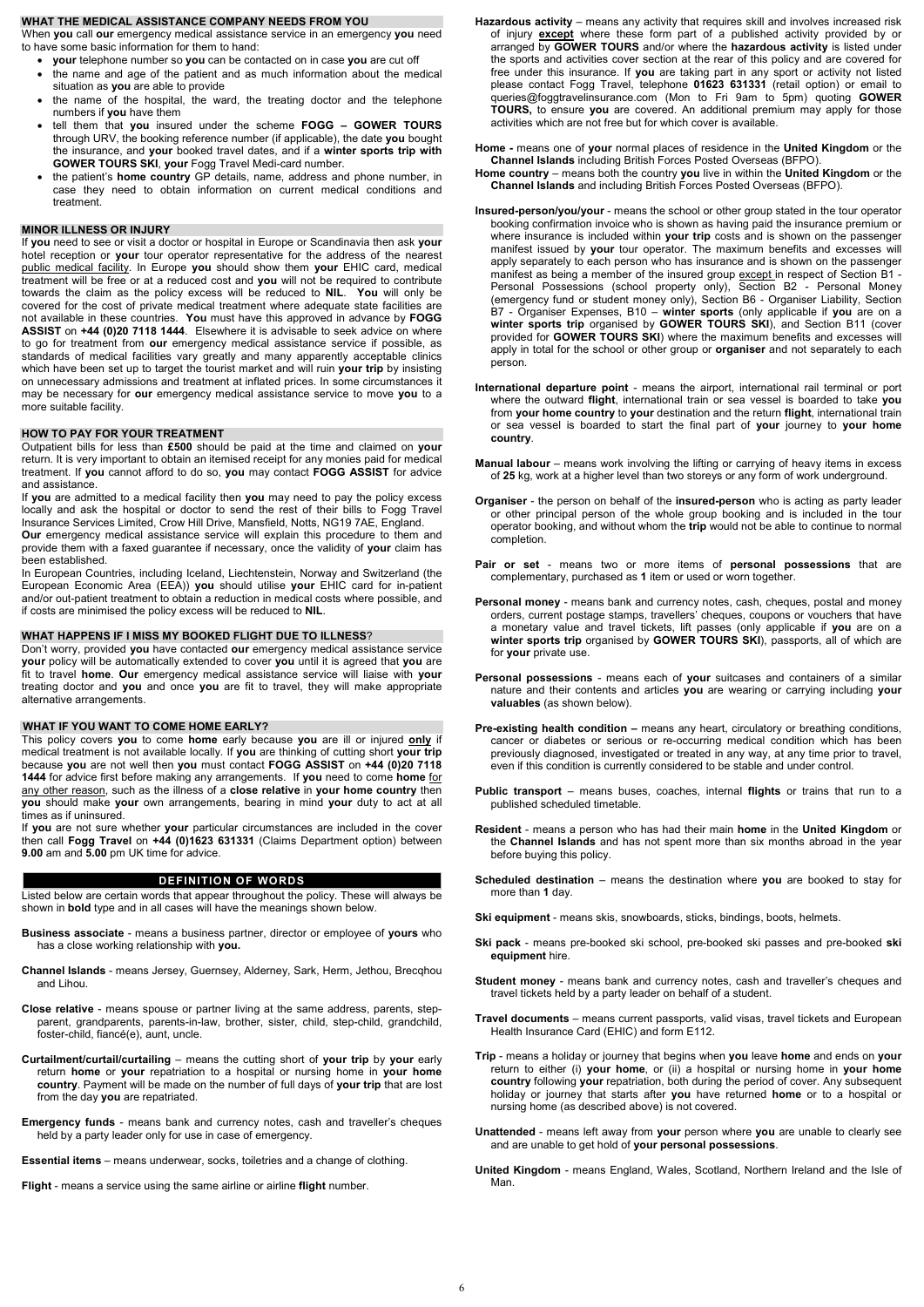## WHAT THE MEDICAL ASSISTANCE COMPANY NEEDS FROM YOU

When **you** call **our** emergency medical assistance service in an emergency **you** need to have some basic information for them to hand:

- **your** telephone number so **you** can be contacted on in case **you** are cut off
- the name and age of the patient and as much information about the medical situation as **you** are able to provide
- the name of the hospital, the ward, the treating doctor and the telephone numbers if **you** have them
- tell them that **you** insured under the scheme **FOGG – GOWER TOURS** through URV, the booking reference number (if applicable), the date **you** bought the insurance, and **your** booked travel dates, and if a **winter sports trip with GOWER TOURS SKI**, **your** Fogg Travel Medi-card number.
- the patient's **home country** GP details, name, address and phone number, in case they need to obtain information on current medical conditions and treatment.

## MINOR ILLNESS OR INJURY

If **you** need to see or visit a doctor or hospital in Europe or Scandinavia then ask **your** hotel reception or **your** tour operator representative for the address of the nearest public medical facility. In Europe **you** should show them **your** EHIC card, medical treatment will be free or at a reduced cost and **you** will not be required to contribute towards the claim as the policy excess will be reduced to **NIL**. **You** will only be covered for the cost of private medical treatment where adequate state facilities are not available in these countries. **You** must have this approved in advance by **FOGG ASSIST** on **+44 (0)20 7118 1444**. Elsewhere it is advisable to seek advice on where to go for treatment from **our** emergency medical assistance service if possible, as standards of medical facilities vary greatly and many apparently acceptable clinics which have been set up to target the tourist market and will ruin **your trip** by insisting on unnecessary admissions and treatment at inflated prices. In some circumstances it may be necessary for **our** emergency medical assistance service to move **you** to a more suitable facility.

## HOW TO PAY FOR YOUR TREATMENT

Outpatient bills for less than **£500** should be paid at the time and claimed on **your** return. It is very important to obtain an itemised receipt for any monies paid for medical treatment. If **you** cannot afford to do so, **you** may contact **FOGG ASSIST** for advice and assistance.

If **you** are admitted to a medical facility then **you** may need to pay the policy excess locally and ask the hospital or doctor to send the rest of their bills to Fogg Travel Insurance Services Limited, Crow Hill Drive, Mansfield, Notts, NG19 7AE, England.

**Our** emergency medical assistance service will explain this procedure to them and provide them with a faxed guarantee if necessary, once the validity of **your** claim has been established.

In European Countries, including Iceland, Liechtenstein, Norway and Switzerland (the European Economic Area (EEA)) **you** should utilise **your** EHIC card for in-patient and/or out-patient treatment to obtain a reduction in medical costs where possible, and if costs are minimised the policy excess will be reduced to **NIL**.

## WHAT HAPPENS IF I MISS MY BOOKED FLIGHT DUE TO ILLNESS?

Don't worry, provided **you** have contacted **our** emergency medical assistance service **your** policy will be automatically extended to cover **you** until it is agreed that **you** are fit to travel **home**. **Our** emergency medical assistance service will liaise with **your** treating doctor and **you** and once **you** are fit to travel, they will make appropriate alternative arrangements.

## WHAT IF YOU WANT TO COME HOME EARLY?

This policy covers **you** to come **home** early because **you** are ill or injured **only** if medical treatment is not available locally. If **you** are thinking of cutting short **your trip** because **you** are not well then **you** must contact **FOGG ASSIST** on **+44 (0)20 7118 1444** for advice first before making any arrangements. If **you** need to come **home** for any other reason, such as the illness of a **close relative** in **your home country** then **you** should make **your** own arrangements, bearing in mind **your** duty to act at all times as if uninsured.

If **you** are not sure whether **your** particular circumstances are included in the cover then call **Fogg Travel** on **+44 (0)1623 631331** (Claims Department option) between **9.00** am and **5.00** pm UK time for advice.

## DEFINITION OF WORDS

Listed below are certain words that appear throughout the policy. These will always be shown in **bold** type and in all cases will have the meanings shown below.

**Business associate** - means a business partner, director or employee of **yours** who has a close working relationship with **you.**

**Channel Islands** - means Jersey, Guernsey, Alderney, Sark, Herm, Jethou, Brecqhou and Lihou.

**Close relative** - means spouse or partner living at the same address, parents, step-parent, grandparents, parents-in-law, brother, sister, child, step-child, grandchild, foster-child, fiancé(e), aunt, uncle.

**Curtailment/curtail/curtailing** – means the cutting short of **your trip** by **your** early return **home** or **your** repatriation to a hospital or nursing home in **your home country**. Payment will be made on the number of full days of **your trip** that are lost from the day **you** are repatriated.

**Emergency funds** - means bank and currency notes, cash and traveller's cheques held by a party leader only for use in case of emergency.

**Essential items** – means underwear, socks, toiletries and a change of clothing.

**Flight** - means a service using the same airline or airline **flight** number.

**Hazardous activity** – means any activity that requires skill and involves increased risk of injury **except** where these form part of a published activity provided by or arranged by **GOWER TOURS** and/or where the **hazardous activity** is listed under the sports and activities cover section at the rear of this policy and are covered for free under this insurance. If **you** are taking part in any sport or activity not listed please contact Fogg Travel, telephone **01623 631331** (retail option) or email to queries@foggtravelinsurance.com (Mon to Fri 9am to 5pm) quoting **GOWER TOURS,** to ensure **you** are covered. An additional premium may apply for those activities which are not free but for which cover is available.

**Home -** means one of **your** normal places of residence in the **United Kingdom** or the **Channel Islands** including British Forces Posted Overseas (BFPO).

**Home country** – means both the country **you** live in within the **United Kingdom** or the **Channel Islands** and including British Forces Posted Overseas (BFPO).

**Insured-person/you/your** - means the school or other group stated in the tour operator booking confirmation invoice who is shown as having paid the insurance premium or where insurance is included within **your trip** costs and is shown on the passenger manifest issued by **your** tour operator. The maximum benefits and excesses will apply separately to each person who has insurance and is shown on the passenger manifest as being a member of the insured group except in respect of Section B1 - Personal Possessions (school property only), Section B2 - Personal Money (emergency fund or student money only), Section B6 - Organiser Liability, Section B7 - Organiser Expenses, B10 – **winter sports** (only applicable if **you** are on a **winter sports trip** organised by **GOWER TOURS SKI**), and Section B11 (cover provided for **GOWER TOURS SKI**) where the maximum benefits and excesses will apply in total for the school or other group or **organiser** and not separately to each person.

**International departure point** - means the airport, international rail terminal or port where the outward **flight**, international train or sea vessel is boarded to take **you** from **your home country** to **your** destination and the return **flight**, international train or sea vessel is boarded to start the final part of **your** journey to **your home country**.

**Manual labour** – means work involving the lifting or carrying of heavy items in excess of **25** kg, work at a higher level than two storeys or any form of work underground.

**Organiser** - the person on behalf of the **insured-person** who is acting as party leader or other principal person of the whole group booking and is included in the tour operator booking, and without whom the **trip** would not be able to continue to normal completion.

**Pair or set** - means two or more items of **personal possessions** that are complementary, purchased as **1** item or used or worn together.

**Personal money** - means bank and currency notes, cash, cheques, postal and money orders, current postage stamps, travellers' cheques, coupons or vouchers that have a monetary value and travel tickets, lift passes (only applicable if **you** are on a **winter sports trip** organised by **GOWER TOURS SKI**), passports, all of which are for **your** private use.

**Personal possessions** - means each of **your** suitcases and containers of a similar nature and their contents and articles **you** are wearing or carrying including **your valuables** (as shown below).

**Pre-existing health condition –** means any heart, circulatory or breathing conditions, cancer or diabetes or serious or re-occurring medical condition which has been previously diagnosed, investigated or treated in any way, at any time prior to travel, even if this condition is currently considered to be stable and under control.

**Public transport** – means buses, coaches, internal **flights** or trains that run to a published scheduled timetable.

**Resident** - means a person who has had their main **home** in the **United Kingdom** or the **Channel Islands** and has not spent more than six months abroad in the year before buying this policy.

**Scheduled destination** – means the destination where **you** are booked to stay for more than **1** day.

**Ski equipment** - means skis, snowboards, sticks, bindings, boots, helmets.

**Ski pack** - means pre-booked ski school, pre-booked ski passes and pre-booked **ski equipment** hire.

**Student money** - means bank and currency notes, cash and traveller's cheques and travel tickets held by a party leader on behalf of a student.

**Travel documents** – means current passports, valid visas, travel tickets and European Health Insurance Card (EHIC) and form E112.

**Trip** - means a holiday or journey that begins when **you** leave **home** and ends on **your** return to either (i) **your home**, or (ii) a hospital or nursing home in **your home country** following **your** repatriation, both during the period of cover. Any subsequent holiday or journey that starts after **you** have returned **home** or to a hospital or nursing home (as described above) is not covered.

**Unattended** - means left away from **your** person where **you** are unable to clearly see and are unable to get hold of **your personal possessions**.

**United Kingdom** - means England, Wales, Scotland, Northern Ireland and the Isle of Man.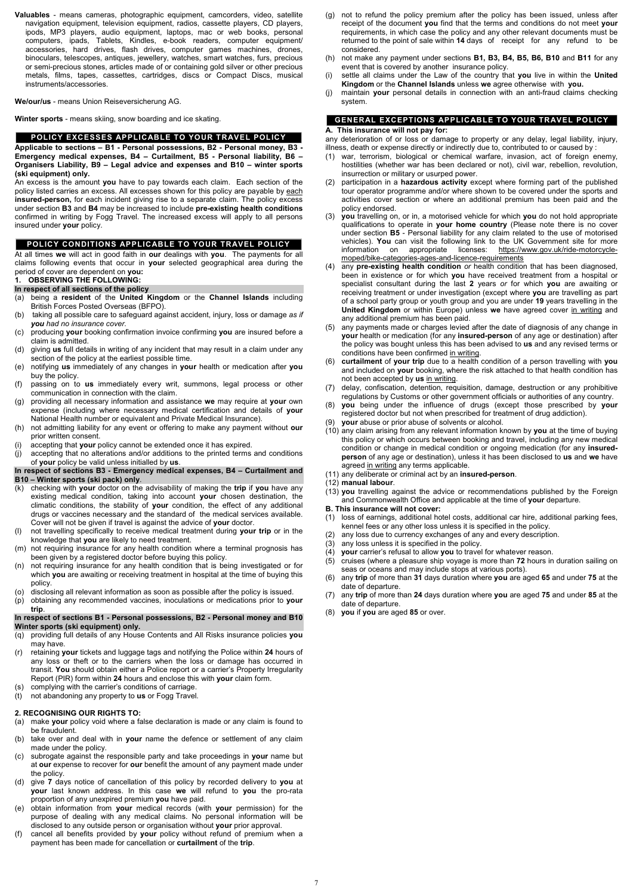**Valuables** - means cameras, photographic equipment, camcorders, video, satellite navigation equipment, television equipment, radios, cassette players, CD players, ipods, MP3 players, audio equipment, laptops, mac or web books, personal computers, ipads, Tablets, Kindles, e-book readers, computer equipment/ accessories, hard drives, flash drives, computer games machines, drones, binoculars, telescopes, antiques, jewellery, watches, smart watches, furs, precious or semi-precious stones, articles made of or containing gold silver or other precious metals, films, tapes, cassettes, cartridges, discs or Compact Discs, musical instruments/accessories.

**We/our/us** - means Union Reiseversicherung AG.

**Winter sports** - means skiing, snow boarding and ice skating.

## POLICY EXCESSES APPLICABLE TO YOUR TRAVEL POLICY

**Applicable to sections – B1 - Personal possessions, B2 - Personal money, B3 - Emergency medical expenses, B4 – Curtailment, B5 - Personal liability, B6 – Organisers Liability, B9 – Legal advice and expenses and B10 – winter sports (ski equipment) only.**

An excess is the amount **you** have to pay towards each claim. Each section of the policy listed carries an excess. All excesses shown for this policy are payable by each **insured-person,** for each incident giving rise to a separate claim. The policy excess under section **B3** and **B4** may be increased to include **pre-existing health conditions** confirmed in writing by Fogg Travel. The increased excess will apply to all persons insured under **your** policy.

## POLICY CONDITIONS APPLICABLE TO YOUR TRAVEL POLICY

At all times **we** will act in good faith in **our** dealings with **you**. The payments for all claims following events that occur in **your** selected geographical area during the period of cover are dependent on **you:**

**1. OBSERVING THE FOLLOWING:**

**In respect of all sections of the policy**

(a) being a **resident** of the **United Kingdom** or the **Channel Islands** including British Forces Posted Overseas (BFPO).
(b) taking all possible care to safeguard against accident, injury, loss or damage *as if **you** had no insurance cover*.
(c) producing **your** booking confirmation invoice confirming **you** are insured before a claim is admitted.
(d) giving **us** full details in writing of any incident that may result in a claim under any section of the policy at the earliest possible time.
(e) notifying **us** immediately of any changes in **your** health or medication after **you** buy the policy.
(f) passing on to **us** immediately every writ, summons, legal process or other communication in connection with the claim.
(g) providing all necessary information and assistance **we** may require at **your** own expense (including where necessary medical certification and details of **your** National Health number or equivalent and Private Medical Insurance).
(h) not admitting liability for any event or offering to make any payment without **our** prior written consent.
(i) accepting that **your** policy cannot be extended once it has expired.
(j) accepting that no alterations and/or additions to the printed terms and conditions of **your** policy be valid unless initialled by **us**.

**In respect of sections B3 - Emergency medical expenses, B4 – Curtailment and B10 – Winter sports (ski pack) only**.

(k) checking with **your** doctor on the advisability of making the **trip** if **you** have any existing medical condition, taking into account **your** chosen destination, the climatic conditions, the stability of **your** condition, the effect of any additional drugs or vaccines necessary and the standard of the medical services available. Cover will not be given if travel is against the advice of **your** doctor.
(l) not travelling specifically to receive medical treatment during **your trip** or in the knowledge that **you** are likely to need treatment.
(m) not requiring insurance for any health condition where a terminal prognosis has been given by a registered doctor before buying this policy.
(n) not requiring insurance for any health condition that is being investigated or for which **you** are awaiting or receiving treatment in hospital at the time of buying this policy.
(o) disclosing all relevant information as soon as possible after the policy is issued.
(p) obtaining any recommended vaccines, inoculations or medications prior to **your trip**.

**In respect of sections B1 - Personal possessions, B2 - Personal money and B10 Winter sports (ski equipment) only.**

(q) providing full details of any House Contents and All Risks insurance policies **you** may have.
(r) retaining **your** tickets and luggage tags and notifying the Police within **24** hours of any loss or theft or to the carriers when the loss or damage has occurred in transit. **You** should obtain either a Police report or a carrier's Property Irregularity Report (PIR) form within **24** hours and enclose this with **your** claim form.
(s) complying with the carrier's conditions of carriage.
(t) not abandoning any property to **us** or Fogg Travel.

**2. RECOGNISING OUR RIGHTS TO:**

(a) make **your** policy void where a false declaration is made or any claim is found to be fraudulent.
(b) take over and deal with in **your** name the defence or settlement of any claim made under the policy.
(c) subrogate against the responsible party and take proceedings in **your** name but at **our** expense to recover for **our** benefit the amount of any payment made under the policy.
(d) give **7** days notice of cancellation of this policy by recorded delivery to **you** at **your** last known address. In this case **we** will refund to **you** the pro-rata proportion of any unexpired premium **you** have paid.
(e) obtain information from **your** medical records (with **your** permission) for the purpose of dealing with any medical claims. No personal information will be disclosed to any outside person or organisation without **your** prior approval.
(f) cancel all benefits provided by **your** policy without refund of premium when a payment has been made for cancellation or **curtailment** of the **trip**.
(g) not to refund the policy premium after the policy has been issued, unless after receipt of the document **you** find that the terms and conditions do not meet **your** requirements, in which case the policy and any other relevant documents must be returned to the point of sale within **14** days of receipt for any refund to be considered.
(h) not make any payment under sections **B1, B3, B4, B5, B6, B10** and **B11** for any event that is covered by another insurance policy.
(i) settle all claims under the Law of the country that **you** live in within the **United Kingdom** or the **Channel Islands** unless **we** agree otherwise with **you.**
(j) maintain **your** personal details in connection with an anti-fraud claims checking system.

## GENERAL EXCEPTIONS APPLICABLE TO YOUR TRAVEL POLICY

**A. This insurance will not pay for:**

any deterioration of or loss or damage to property or any delay, legal liability, injury, illness, death or expense directly or indirectly due to, contributed to or caused by :

(1) war, terrorism, biological or chemical warfare, invasion, act of foreign enemy, hostilities (whether war has been declared or not), civil war, rebellion, revolution, insurrection or military or usurped power.
(2) participation in a **hazardous activity** except where forming part of the published tour operator programme and/or where shown to be covered under the sports and activities cover section or where an additional premium has been paid and the policy endorsed.
(3) **you** travelling on, or in, a motorised vehicle for which **you** do not hold appropriate qualifications to operate in **your home country** (Please note there is no cover under section **B5** - Personal liability for any claim related to the use of motorised vehicles). **You** can visit the following link to the UK Government site for more information on appropriate licenses: https://www.gov.uk/ride-motorcycle-moped/bike-categories-ages-and-licence-requirements
(4) any **pre-existing health condition** *or* health condition that has been diagnosed, been in existence or for which **you** have received treatment from a hospital or specialist consultant during the last **2** years *or* for which **you** are awaiting or receiving treatment or under investigation (except where **you** are travelling as part of a school party group or youth group and you are under **19** years travelling in the **United Kingdom** or within Europe) unless **we** have agreed cover in writing and any additional premium has been paid.
(5) any payments made or charges levied after the date of diagnosis of any change in **your** health or medication (for any **insured-person** of any age or destination) after the policy was bought unless this has been advised to **us** and any revised terms or conditions have been confirmed in writing.
(6) **curtailment** of **your trip** due to a health condition of a person travelling with **you** and included on **your** booking, where the risk attached to that health condition has not been accepted by **us** in writing.
(7) delay, confiscation, detention, requisition, damage, destruction or any prohibitive regulations by Customs or other government officials or authorities of any country.
(8) **you** being under the influence of drugs (except those prescribed by **your** registered doctor but not when prescribed for treatment of drug addiction).
(9) **your** abuse or prior abuse of solvents or alcohol.
(10) any claim arising from any relevant information known by **you** at the time of buying this policy or which occurs between booking and travel, including any new medical condition or change in medical condition or ongoing medication (for any **insured-person** of any age or destination), unless it has been disclosed to **us** and **we** have agreed in writing any terms applicable.
(11) any deliberate or criminal act by an **insured-person**.
(12) **manual labour**.
(13) **you** travelling against the advice or recommendations published by the Foreign and Commonwealth Office and applicable at the time of **your** departure.

**B. This insurance will not cover:**

(1) loss of earnings, additional hotel costs, additional car hire, additional parking fees, kennel fees or any other loss unless it is specified in the policy.
(2) any loss due to currency exchanges of any and every description.
(3) any loss unless it is specified in the policy.
(4) **your** carrier's refusal to allow **you** to travel for whatever reason.
(5) cruises (where a pleasure ship voyage is more than **72** hours in duration sailing on seas or oceans and may include stops at various ports).
(6) any **trip** of more than **31** days duration where **you** are aged **65** and under **75** at the date of departure.
(7) any **trip** of more than **24** days duration where **you** are aged **75** and under **85** at the date of departure.
(8) **you** if **you** are aged **85** or over.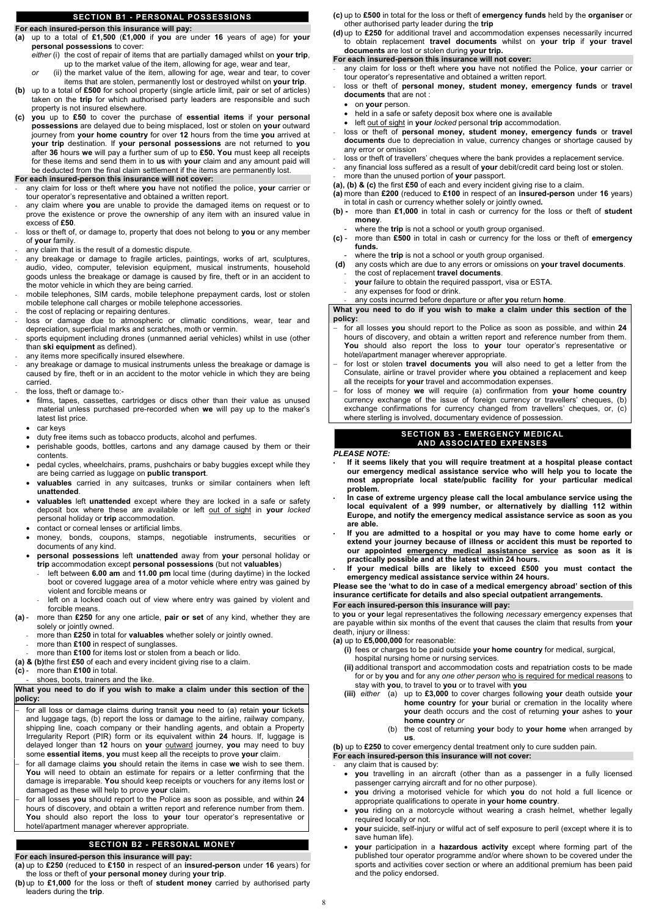## SECTION B1 - PERSONAL POSSESSIONS

**For each insured-person this insurance will pay:**

**(a)** up to a total of **£1,500** (**£1,000** if **you** are under **16** years of age) for **your personal possessions** to cover:
*either* (i) the cost of repair of items that are partially damaged whilst on **your trip**, up to the market value of the item, allowing for age, wear and tear,
*or* (ii) the market value of the item, allowing for age, wear and tear, to cover items that are stolen, permanently lost or destroyed whilst on **your trip**.

**(b)** up to a total of **£500** for school property (single article limit, pair or set of articles) taken on the **trip** for which authorised party leaders are responsible and such property is not insured elsewhere.

**(c)** **you** up to **£50** to cover the purchase of **essential items** if **your personal possessions** are delayed due to being misplaced, lost or stolen on **your** outward journey from **your home country** for over **12** hours from the time **you** arrived at **your trip** destination. If **your personal possessions** are not returned to **you** after **36** hours **we** will pay a further sum of up to **£50. You** must keep all receipts for these items and send them in to **us** with **your** claim and any amount paid will be deducted from the final claim settlement if the items are permanently lost.

**For each insured-person this insurance will not cover:**

- any claim for loss or theft where **you** have not notified the police, **your** carrier or tour operator's representative and obtained a written report.
- any claim where **you** are unable to provide the damaged items on request or to prove the existence or prove the ownership of any item with an insured value in excess of **£50**.
- loss or theft of, or damage to, property that does not belong to **you** or any member of **your** family.
- any claim that is the result of a domestic dispute.
- any breakage or damage to fragile articles, paintings, works of art, sculptures, audio, video, computer, television equipment, musical instruments, household goods unless the breakage or damage is caused by fire, theft or in an accident to the motor vehicle in which they are being carried.
- mobile telephones, SIM cards, mobile telephone prepayment cards, lost or stolen mobile telephone call charges or mobile telephone accessories.
- the cost of replacing or repairing dentures.
- loss or damage due to atmospheric or climatic conditions, wear, tear and depreciation, superficial marks and scratches, moth or vermin.
- sports equipment including drones (unmanned aerial vehicles) whilst in use (other than **ski equipment** as defined).
- any items more specifically insured elsewhere.
- any breakage or damage to musical instruments unless the breakage or damage is caused by fire, theft or in an accident to the motor vehicle in which they are being carried.
- the loss, theft or damage to:-
  - films, tapes, cassettes, cartridges or discs other than their value as unused material unless purchased pre-recorded when **we** will pay up to the maker's latest list price.
  - car keys
  - duty free items such as tobacco products, alcohol and perfumes.
  - perishable goods, bottles, cartons and any damage caused by them or their contents.
  - pedal cycles, wheelchairs, prams, pushchairs or baby buggies except while they are being carried as luggage on **public transport**.
  - **valuables** carried in any suitcases, trunks or similar containers when left **unattended**.
  - **valuables** left **unattended** except where they are locked in a safe or safety deposit box where these are available or left out of sight in **your** *locked* personal holiday or **trip** accommodation.
  - contact or corneal lenses or artificial limbs.
  - money, bonds, coupons, stamps, negotiable instruments, securities or documents of any kind.
  - **personal possessions** left **unattended** away from **your** personal holiday or **trip** accommodation except **personal possessions** (but not **valuables**)
    - left between **6.00 am** and **11.00 pm** local time (during daytime) in the locked boot or covered luggage area of a motor vehicle where entry was gained by violent and forcible means or
    - left on a locked coach out of view where entry was gained by violent and forcible means.

**(a)** - more than **£250** for any one article, **pair or set** of any kind, whether they are solely or jointly owned.
- more than **£250** in total for **valuables** whether solely or jointly owned.
- more than **£100** in respect of sunglasses.
- more than **£100** for items lost or stolen from a beach or lido.

**(a) & (b)** the first **£50** of each and every incident giving rise to a claim.

**(c)** - more than **£100** in total.
- shoes, boots, trainers and the like.

**What you need to do if you wish to make a claim under this section of the policy:**

- for all loss or damage claims during transit **you** need to (a) retain **your** tickets and luggage tags, (b) report the loss or damage to the airline, railway company, shipping line, coach company or their handling agents, and obtain a Property Irregularity Report (PIR) form or its equivalent within **24** hours. If, luggage is delayed longer than **12** hours on **your** outward journey, **you** may need to buy some **essential items**, **you** must keep all the receipts to prove **your** claim.
- for all damage claims **you** should retain the items in case **we** wish to see them. **You** will need to obtain an estimate for repairs or a letter confirming that the damage is irreparable. **You** should keep receipts or vouchers for any items lost or damaged as these will help to prove **your** claim.
- for all losses **you** should report to the Police as soon as possible, and within **24** hours of discovery, and obtain a written report and reference number from them. **You** should also report the loss to **your** tour operator's representative or hotel/apartment manager wherever appropriate.

## SECTION B2 - PERSONAL MONEY

**For each insured-person this insurance will pay:**

**(a)** up to **£250** (reduced to **£150** in respect of an **insured-person** under **16** years) for the loss or theft of **your personal money** during **your trip**.

**(b)** up to **£1,000** for the loss or theft of **student money** carried by authorised party leaders during the **trip**.

**(c)** up to **£500** in total for the loss or theft of **emergency funds** held by the **organiser** or other authorised party leader during the **trip**

**(d)** up to **£250** for additional travel and accommodation expenses necessarily incurred to obtain replacement **travel documents** whilst on **your trip** if **your travel documents** are lost or stolen during **your trip.**

**For each insured-person this insurance will not cover:**

- any claim for loss or theft where **you** have not notified the Police, **your** carrier or tour operator's representative and obtained a written report.
- loss or theft of **personal money, student money, emergency funds** or **travel documents** that are not :
  - on **your** person.
  - held in a safe or safety deposit box where one is available
  - left out of sight in **your** *locked* personal **trip** accommodation.
- loss or theft of **personal money, student money, emergency funds** or **travel documents** due to depreciation in value, currency changes or shortage caused by any error or omission
- loss or theft of travellers' cheques where the bank provides a replacement service.
- any financial loss suffered as a result of **your** debit/credit card being lost or stolen.
- more than the unused portion of **your** passport.

**(a), (b) & (c)** the first **£50** of each and every incident giving rise to a claim.

**(a)** more than **£200** (reduced to **£100** in respect of an **insured-person** under **16** years) in total in cash or currency whether solely or jointly owned**.**

**(b) -** more than **£1,000** in total in cash or currency for the loss or theft of **student money**.
- where the **trip** is not a school or youth group organised.

**(c)** - more than **£500** in total in cash or currency for the loss or theft of **emergency funds.**
- where the **trip** is not a school or youth group organised.

**(d)** any costs which are due to any errors or omissions on **your travel documents**.
- the cost of replacement **travel documents**.
- **your** failure to obtain the required passport, visa or ESTA.
- any expenses for food or drink.
- any costs incurred before departure or after **you** return **home**.

**What you need to do if you wish to make a claim under this section of the policy:**

- for all losses **you** should report to the Police as soon as possible, and within **24** hours of discovery, and obtain a written report and reference number from them. **You** should also report the loss to **your** tour operator's representative or hotel/apartment manager wherever appropriate.
- for lost or stolen **travel documents you** will also need to get a letter from the Consulate, airline or travel provider where **you** obtained a replacement and keep all the receipts for **your** travel and accommodation expenses.
- for loss of money **we** will require (a) confirmation from **your home country** currency exchange of the issue of foreign currency or travellers' cheques, (b) exchange confirmations for currency changed from travellers' cheques, or, (c) where sterling is involved, documentary evidence of possession.

## SECTION B3 - EMERGENCY MEDICAL AND ASSOCIATED EXPENSES

***PLEASE NOTE:***

- **If it seems likely that you will require treatment at a hospital please contact our emergency medical assistance service who will help you to locate the most appropriate local state/public facility for your particular medical problem.**
- **In case of extreme urgency please call the local ambulance service using the local equivalent of a 999 number, or alternatively by dialling 112 within Europe, and notify the emergency medical assistance service as soon as you are able.**
- **If you are admitted to a hospital or you may have to come home early or extend your journey because of illness or accident this must be reported to our appointed emergency medical assistance service as soon as it is practically possible and at the latest within 24 hours.**
- **If your medical bills are likely to exceed £500 you must contact the emergency medical assistance service within 24 hours.**

**Please see the 'what to do in case of a medical emergency abroad' section of this insurance certificate for details and also special outpatient arrangements.**

**For each insured-person this insurance will pay:**

to **you** or **your** legal representatives the following *necessary* emergency expenses that are payable within six months of the event that causes the claim that results from **your** death, injury or illness:

**(a)** up to **£5,000,000** for reasonable:
**(i)** fees or charges to be paid outside **your home country** for medical, surgical, hospital nursing home or nursing services.
**(ii)** additional transport and accommodation costs and repatriation costs to be made for or by **you** and for any *one other person* who is required for medical reasons to stay with **you**, to travel to **you** or to travel with **you**
**(iii)** *either* (a) up to **£3,000** to cover charges following **your** death outside **your home country** for **your** burial or cremation in the locality where **your** death occurs and the cost of returning **your** ashes to **your home country** *or*
(b) the cost of returning **your** body to **your home** when arranged by **us**.

**(b)** up to **£250** to cover emergency dental treatment only to cure sudden pain.

**For each insured-person this insurance will not cover:**

- any claim that is caused by:
  - **you** travelling in an aircraft (other than as a passenger in a fully licensed passenger carrying aircraft and for no other purpose).
  - **you** driving a motorised vehicle for which **you** do not hold a full licence or appropriate qualifications to operate in **your home country**.
  - **you** riding on a motorcycle without wearing a crash helmet, whether legally required locally or not.
  - **your** suicide, self-injury or wilful act of self exposure to peril (except where it is to save human life).
  - **your** participation in a **hazardous activity** except where forming part of the published tour operator programme and/or where shown to be covered under the sports and activities cover section or where an additional premium has been paid and the policy endorsed.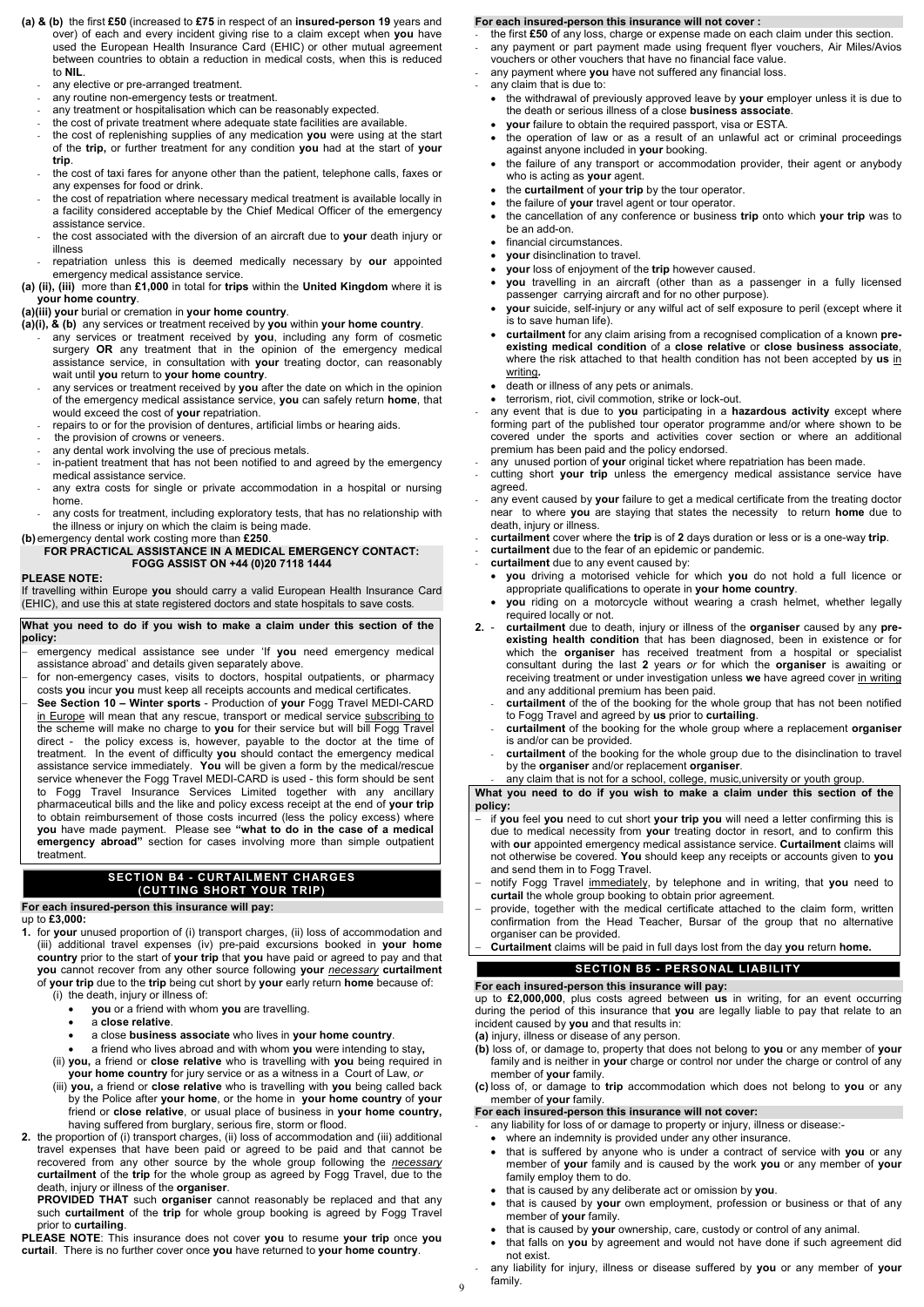**(a) & (b)** the first **£50** (increased to **£75** in respect of an **insured-person 19** years and over) of each and every incident giving rise to a claim except when **you** have used the European Health Insurance Card (EHIC) or other mutual agreement between countries to obtain a reduction in medical costs, when this is reduced to **NIL**.

- any elective or pre-arranged treatment.
- any routine non-emergency tests or treatment.
- any treatment or hospitalisation which can be reasonably expected.
- the cost of private treatment where adequate state facilities are available.
- the cost of replenishing supplies of any medication **you** were using at the start of the **trip,** or further treatment for any condition **you** had at the start of **your trip**.
- the cost of taxi fares for anyone other than the patient, telephone calls, faxes or any expenses for food or drink.
- the cost of repatriation where necessary medical treatment is available locally in a facility considered acceptable by the Chief Medical Officer of the emergency assistance service.
- the cost associated with the diversion of an aircraft due to **your** death injury or illness
- repatriation unless this is deemed medically necessary by **our** appointed emergency medical assistance service.

**(a) (ii), (iii)** more than **£1,000** in total for **trips** within the **United Kingdom** where it is **your home country**.

**(a)(iii) your** burial or cremation in **your home country**.

**(a)(i), & (b)** any services or treatment received by **you** within **your home country**.

- any services or treatment received by **you**, including any form of cosmetic surgery **OR** any treatment that in the opinion of the emergency medical assistance service, in consultation with **your** treating doctor, can reasonably wait until **you** return to **your home country**.
- any services or treatment received by **you** after the date on which in the opinion of the emergency medical assistance service, **you** can safely return **home**, that would exceed the cost of **your** repatriation.
- repairs to or for the provision of dentures, artificial limbs or hearing aids.
- the provision of crowns or veneers.
- any dental work involving the use of precious metals.
- in-patient treatment that has not been notified to and agreed by the emergency medical assistance service.
- any extra costs for single or private accommodation in a hospital or nursing home.
- any costs for treatment, including exploratory tests, that has no relationship with the illness or injury on which the claim is being made.

**(b)** emergency dental work costing more than **£250**.

**FOR PRACTICAL ASSISTANCE IN A MEDICAL EMERGENCY CONTACT: FOGG ASSIST ON +44 (0)20 7118 1444**

**PLEASE NOTE:**
If travelling within Europe **you** should carry a valid European Health Insurance Card (EHIC), and use this at state registered doctors and state hospitals to save costs.

**What you need to do if you wish to make a claim under this section of the policy:**

- emergency medical assistance see under 'If **you** need emergency medical assistance abroad' and details given separately above.
- for non-emergency cases, visits to doctors, hospital outpatients, or pharmacy costs **you** incur **you** must keep all receipts accounts and medical certificates.
- **See Section 10 – Winter sports** - Production of **your** Fogg Travel MEDI-CARD in Europe will mean that any rescue, transport or medical service subscribing to the scheme will make no charge to **you** for their service but will bill Fogg Travel direct - the policy excess is, however, payable to the doctor at the time of treatment. In the event of difficulty **you** should contact the emergency medical assistance service immediately. **You** will be given a form by the medical/rescue service whenever the Fogg Travel MEDI-CARD is used - this form should be sent to Fogg Travel Insurance Services Limited together with any ancillary pharmaceutical bills and the like and policy excess receipt at the end of **your trip** to obtain reimbursement of those costs incurred (less the policy excess) where **you** have made payment. Please see **"what to do in the case of a medical emergency abroad"** section for cases involving more than simple outpatient treatment.

## SECTION B4 - CURTAILMENT CHARGES (CUTTING SHORT YOUR TRIP)

**For each insured-person this insurance will pay:**
up to **£3,000:**

1. for **your** unused proportion of (i) transport charges, (ii) loss of accommodation and (iii) additional travel expenses (iv) pre-paid excursions booked in **your home country** prior to the start of **your trip** that **you** have paid or agreed to pay and that **you** cannot recover from any other source following **your** *necessary* **curtailment** of **your trip** due to the **trip** being cut short by **your** early return **home** because of:
   (i) the death, injury or illness of:
   - **you** or a friend with whom **you** are travelling.
   - a **close relative**.
   - a close **business associate** who lives in **your home country**.
   - a friend who lives abroad and with whom **you** were intending to stay**,**

   (ii) **you,** a friend or **close relative** who is travelling with **you** being required in **your home country** for jury service or as a witness in a Court of Law, *or*
   (iii) **you,** a friend or **close relative** who is travelling with **you** being called back by the Police after **your home**, or the home in **your home country** of **your** friend or **close relative**, or usual place of business in **your home country,** having suffered from burglary, serious fire, storm or flood.
2. the proportion of (i) transport charges, (ii) loss of accommodation and (iii) additional travel expenses that have been paid or agreed to be paid and that cannot be recovered from any other source by the whole group following the *necessary* **curtailment** of the **trip** for the whole group as agreed by Fogg Travel, due to the death, injury or illness of the **organiser**.
   **PROVIDED THAT** such **organiser** cannot reasonably be replaced and that any such **curtailment** of the **trip** for whole group booking is agreed by Fogg Travel prior to **curtailing**.

**PLEASE NOTE**: This insurance does not cover **you** to resume **your trip** once **you curtail**. There is no further cover once **you** have returned to **your home country**.

**For each insured-person this insurance will not cover :**

- the first **£50** of any loss, charge or expense made on each claim under this section.
- any payment or part payment made using frequent flyer vouchers, Air Miles/Avios vouchers or other vouchers that have no financial face value.
- any payment where **you** have not suffered any financial loss.
- any claim that is due to:
  - the withdrawal of previously approved leave by **your** employer unless it is due to the death or serious illness of a close **business associate**.
  - **your** failure to obtain the required passport, visa or ESTA.
  - the operation of law or as a result of an unlawful act or criminal proceedings against anyone included in **your** booking.
  - the failure of any transport or accommodation provider, their agent or anybody who is acting as **your** agent.
  - the **curtailment** of **your trip** by the tour operator.
  - the failure of **your** travel agent or tour operator.
  - the cancellation of any conference or business **trip** onto which **your trip** was to be an add-on.
  - financial circumstances.
  - **your** disinclination to travel.
  - **your** loss of enjoyment of the **trip** however caused.
  - **you** travelling in an aircraft (other than as a passenger in a fully licensed passenger carrying aircraft and for no other purpose).
  - **your** suicide, self-injury or any wilful act of self exposure to peril (except where it is to save human life).
  - **curtailment** for any claim arising from a recognised complication of a known **pre-existing medical condition** of a **close relative** or **close business associate**, where the risk attached to that health condition has not been accepted by **us** in writing**.**
  - death or illness of any pets or animals.
  - terrorism, riot, civil commotion, strike or lock-out.
- any event that is due to **you** participating in a **hazardous activity** except where forming part of the published tour operator programme and/or where shown to be covered under the sports and activities cover section or where an additional premium has been paid and the policy endorsed.
- any unused portion of **your** original ticket where repatriation has been made.
- cutting short **your trip** unless the emergency medical assistance service have agreed.
- any event caused by **your** failure to get a medical certificate from the treating doctor near to where **you** are staying that states the necessity to return **home** due to death, injury or illness.
- **curtailment** cover where the **trip** is of **2** days duration or less or is a one-way **trip**.
- **curtailment** due to the fear of an epidemic or pandemic.
- **curtailment** due to any event caused by:
  - **you** driving a motorised vehicle for which **you** do not hold a full licence or appropriate qualifications to operate in **your home country**.
  - **you** riding on a motorcycle without wearing a crash helmet, whether legally required locally or not.

**2.** - **curtailment** due to death, injury or illness of the **organiser** caused by any **pre-existing health condition** that has been diagnosed, been in existence or for which the **organiser** has received treatment from a hospital or specialist consultant during the last **2** years *or* for which the **organiser** is awaiting or receiving treatment or under investigation unless **we** have agreed cover in writing and any additional premium has been paid.
- **curtailment** of the of the booking for the whole group that has not been notified to Fogg Travel and agreed by **us** prior to **curtailing**.
- **curtailment** of the booking for the whole group where a replacement **organiser** is and/or can be provided.
- **curtailment** of the booking for the whole group due to the disinclination to travel by the **organiser** and/or replacement **organiser**.
- any claim that is not for a school, college, music,university or youth group.

**What you need to do if you wish to make a claim under this section of the policy:**

- if **you** feel **you** need to cut short **your trip you** will need a letter confirming this is due to medical necessity from **your** treating doctor in resort, and to confirm this with **our** appointed emergency medical assistance service. **Curtailment** claims will not otherwise be covered. **You** should keep any receipts or accounts given to **you** and send them in to Fogg Travel.
- notify Fogg Travel immediately, by telephone and in writing, that **you** need to **curtail** the whole group booking to obtain prior agreement.
- provide, together with the medical certificate attached to the claim form, written confirmation from the Head Teacher, Bursar of the group that no alternative organiser can be provided.
- **Curtailment** claims will be paid in full days lost from the day **you** return **home.**

## SECTION B5 - PERSONAL LIABILITY

**For each insured-person this insurance will pay:**
up to **£2,000,000**, plus costs agreed between **us** in writing, for an event occurring during the period of this insurance that **you** are legally liable to pay that relate to an incident caused by **you** and that results in:

**(a)** injury, illness or disease of any person.
**(b)** loss of, or damage to, property that does not belong to **you** or any member of **your** family and is neither in **your** charge or control nor under the charge or control of any member of **your** family.
**(c)** loss of, or damage to **trip** accommodation which does not belong to **you** or any member of **your** family.

**For each insured-person this insurance will not cover:**

- any liability for loss of or damage to property or injury, illness or disease:-
  - where an indemnity is provided under any other insurance.
  - that is suffered by anyone who is under a contract of service with **you** or any member of **your** family and is caused by the work **you** or any member of **your** family employ them to do.
  - that is caused by any deliberate act or omission by **you**.
  - that is caused by **your** own employment, profession or business or that of any member of **your** family.
  - that is caused by **your** ownership, care, custody or control of any animal.
  - that falls on **you** by agreement and would not have done if such agreement did not exist.
- any liability for injury, illness or disease suffered by **you** or any member of **your** family.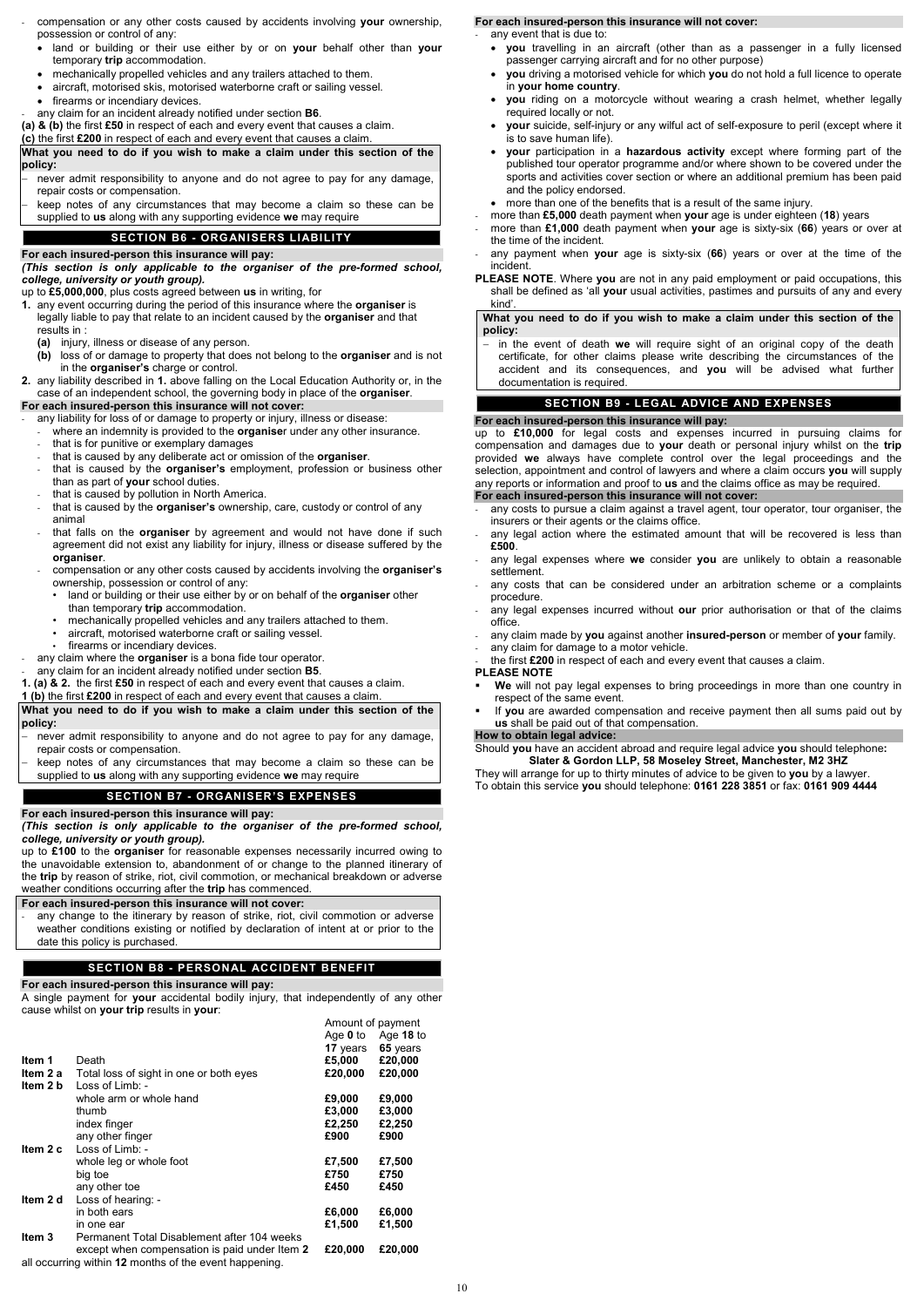- compensation or any other costs caused by accidents involving **your** ownership, possession or control of any:
  - land or building or their use either by or on **your** behalf other than **your** temporary **trip** accommodation.
  - mechanically propelled vehicles and any trailers attached to them.
  - aircraft, motorised skis, motorised waterborne craft or sailing vessel.
  - firearms or incendiary devices.
- any claim for an incident already notified under section **B6**.

**(a) & (b)** the first **£50** in respect of each and every event that causes a claim.
**(c)** the first **£200** in respect of each and every event that causes a claim.

**What you need to do if you wish to make a claim under this section of the policy:**

- never admit responsibility to anyone and do not agree to pay for any damage, repair costs or compensation.
- keep notes of any circumstances that may become a claim so these can be supplied to **us** along with any supporting evidence **we** may require

## SECTION B6 - ORGANISERS LIABILITY

**For each insured-person this insurance will pay:**

***(This section is only applicable to the organiser of the pre-formed school, college, university or youth group).***

up to **£5,000,000**, plus costs agreed between **us** in writing, for

1. any event occurring during the period of this insurance where the **organiser** is legally liable to pay that relate to an incident caused by the **organiser** and that results in :
   - **(a)** injury, illness or disease of any person.
   - **(b)** loss of or damage to property that does not belong to the **organiser** and is not in the **organiser's** charge or control.
2. any liability described in **1.** above falling on the Local Education Authority or, in the case of an independent school, the governing body in place of the **organiser**.

**For each insured-person this insurance will not cover:**

- any liability for loss of or damage to property or injury, illness or disease:
  - where an indemnity is provided to the **organiser** under any other insurance.
  - that is for punitive or exemplary damages
  - that is caused by any deliberate act or omission of the **organiser**.
  - that is caused by the **organiser's** employment, profession or business other than as part of **your** school duties.
  - that is caused by pollution in North America.
  - that is caused by the **organiser's** ownership, care, custody or control of any animal
  - that falls on the **organiser** by agreement and would not have done if such agreement did not exist any liability for injury, illness or disease suffered by the **organiser**.
  - compensation or any other costs caused by accidents involving the **organiser's** ownership, possession or control of any:
    - land or building or their use either by or on behalf of the **organiser** other than temporary **trip** accommodation.
    - mechanically propelled vehicles and any trailers attached to them.
    - aircraft, motorised waterborne craft or sailing vessel.
    - firearms or incendiary devices.
- any claim where the **organiser** is a bona fide tour operator.
- any claim for an incident already notified under section **B5**.

**1. (a) & 2.** the first **£50** in respect of each and every event that causes a claim.
**1 (b)** the first **£200** in respect of each and every event that causes a claim.

**What you need to do if you wish to make a claim under this section of the policy:**

- never admit responsibility to anyone and do not agree to pay for any damage, repair costs or compensation.
- keep notes of any circumstances that may become a claim so these can be supplied to **us** along with any supporting evidence **we** may require

## SECTION B7 - ORGANISER'S EXPENSES

**For each insured-person this insurance will pay:**

***(This section is only applicable to the organiser of the pre-formed school, college, university or youth group).***

up to **£100** to the **organiser** for reasonable expenses necessarily incurred owing to the unavoidable extension to, abandonment of or change to the planned itinerary of the **trip** by reason of strike, riot, civil commotion, or mechanical breakdown or adverse weather conditions occurring after the **trip** has commenced.

**For each insured-person this insurance will not cover:**

- any change to the itinerary by reason of strike, riot, civil commotion or adverse weather conditions existing or notified by declaration of intent at or prior to the date this policy is purchased.

## SECTION B8 - PERSONAL ACCIDENT BENEFIT

**For each insured-person this insurance will pay:**

A single payment for **your** accidental bodily injury, that independently of any other cause whilst on **your trip** results in **your**:

| | | Amount of payment | |
|---|---|---|---|
| | | Age **0** to **17** years | Age **18** to **65** years |
| **Item 1** | Death | **£5,000** | **£20,000** |
| **Item 2 a** | Total loss of sight in one or both eyes | **£20,000** | **£20,000** |
| **Item 2 b** | Loss of Limb: - | | |
| | whole arm or whole hand | **£9,000** | **£9,000** |
| | thumb | **£3,000** | **£3,000** |
| | index finger | **£2,250** | **£2,250** |
| | any other finger | **£900** | **£900** |
| **Item 2 c** | Loss of Limb: - | | |
| | whole leg or whole foot | **£7,500** | **£7,500** |
| | big toe | **£750** | **£750** |
| | any other toe | **£450** | **£450** |
| **Item 2 d** | Loss of hearing: - | | |
| | in both ears | **£6,000** | **£6,000** |
| | in one ear | **£1,500** | **£1,500** |
| **Item 3** | Permanent Total Disablement after 104 weeks except when compensation is paid under Item **2** | **£20,000** | **£20,000** |

all occurring within **12** months of the event happening.

**For each insured-person this insurance will not cover:**

- any event that is due to:
  - **you** travelling in an aircraft (other than as a passenger in a fully licensed passenger carrying aircraft and for no other purpose)
  - **you** driving a motorised vehicle for which **you** do not hold a full licence to operate in **your home country**.
  - **you** riding on a motorcycle without wearing a crash helmet, whether legally required locally or not.
  - **your** suicide, self-injury or any wilful act of self-exposure to peril (except where it is to save human life).
  - **your** participation in a **hazardous activity** except where forming part of the published tour operator programme and/or where shown to be covered under the sports and activities cover section or where an additional premium has been paid and the policy endorsed.
  - more than one of the benefits that is a result of the same injury.
- more than **£5,000** death payment when **your** age is under eighteen (**18**) years
- more than **£1,000** death payment when **your** age is sixty-six (**66**) years or over at the time of the incident.
- any payment when **your** age is sixty-six (**66**) years or over at the time of the incident.

**PLEASE NOTE**. Where **you** are not in any paid employment or paid occupations, this shall be defined as 'all **your** usual activities, pastimes and pursuits of any and every kind'.

**What you need to do if you wish to make a claim under this section of the policy:**

- in the event of death **we** will require sight of an original copy of the death certificate, for other claims please write describing the circumstances of the accident and its consequences, and **you** will be advised what further documentation is required.

## SECTION B9 - LEGAL ADVICE AND EXPENSES

**For each insured-person this insurance will pay:**

up to **£10,000** for legal costs and expenses incurred in pursuing claims for compensation and damages due to **your** death or personal injury whilst on the **trip** provided **we** always have complete control over the legal proceedings and the selection, appointment and control of lawyers and where a claim occurs **you** will supply any reports or information and proof to **us** and the claims office as may be required.

**For each insured-person this insurance will not cover:**

- any costs to pursue a claim against a travel agent, tour operator, tour organiser, the insurers or their agents or the claims office.
- any legal action where the estimated amount that will be recovered is less than **£500**.
- any legal expenses where **we** consider **you** are unlikely to obtain a reasonable settlement.
- any costs that can be considered under an arbitration scheme or a complaints procedure.
- any legal expenses incurred without **our** prior authorisation or that of the claims office.
- any claim made by **you** against another **insured-person** or member of **your** family.
- any claim for damage to a motor vehicle.
- the first **£200** in respect of each and every event that causes a claim.

**PLEASE NOTE**

- **We** will not pay legal expenses to bring proceedings in more than one country in respect of the same event.
- If **you** are awarded compensation and receive payment then all sums paid out by **us** shall be paid out of that compensation.

**How to obtain legal advice:**

Should **you** have an accident abroad and require legal advice **you** should telephone**:**

**Slater & Gordon LLP, 58 Moseley Street, Manchester, M2 3HZ**

They will arrange for up to thirty minutes of advice to be given to **you** by a lawyer.
To obtain this service **you** should telephone: **0161 228 3851** or fax: **0161 909 4444**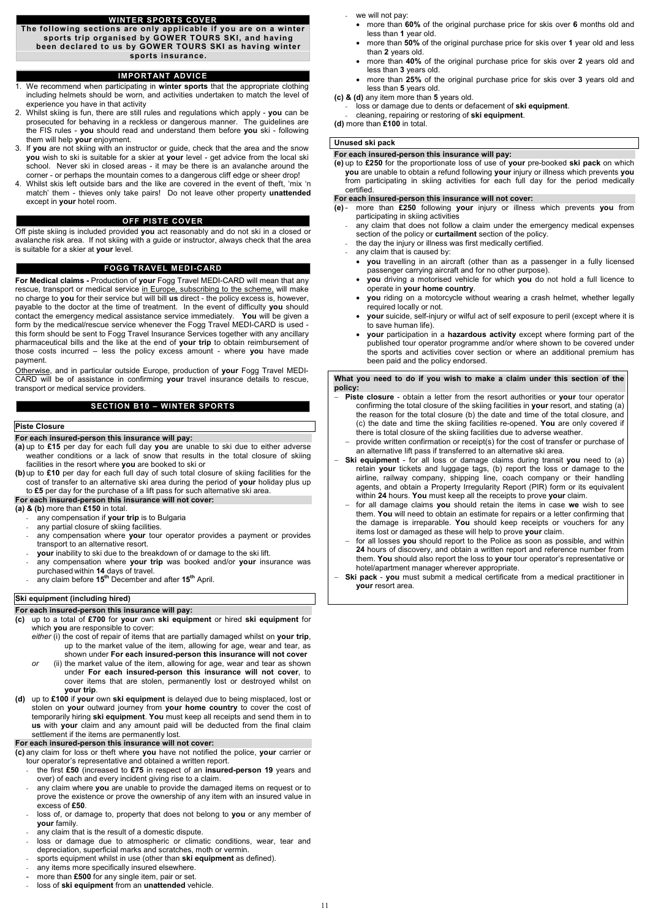## WINTER SPORTS COVER

**The following sections are only applicable if you are on a winter sports trip organised by GOWER TOURS SKI, and having been declared to us by GOWER TOURS SKI as having winter sports insurance.**

## IMPORTANT ADVICE

1. We recommend when participating in **winter sports** that the appropriate clothing including helmets should be worn, and activities undertaken to match the level of experience you have in that activity
2. Whilst skiing is fun, there are still rules and regulations which apply - **you** can be prosecuted for behaving in a reckless or dangerous manner. The guidelines are the FIS rules - **you** should read and understand them before **you** ski - following them will help **your** enjoyment.
3. If **you** are not skiing with an instructor or guide, check that the area and the snow **you** wish to ski is suitable for a skier at **your** level - get advice from the local ski school. Never ski in closed areas - it may be there is an avalanche around the corner - or perhaps the mountain comes to a dangerous cliff edge or sheer drop!
4. Whilst skis left outside bars and the like are covered in the event of theft, 'mix 'n match' them - thieves only take pairs! Do not leave other property **unattended** except in **your** hotel room.

## OFF PISTE COVER

Off piste skiing is included provided **you** act reasonably and do not ski in a closed or avalanche risk area. If not skiing with a guide or instructor, always check that the area is suitable for a skier at **your** level.

## FOGG TRAVEL MEDI-CARD

**For Medical claims -** Production of **your** Fogg Travel MEDI-CARD will mean that any rescue, transport or medical service in Europe, subscribing to the scheme, will make no charge to **you** for their service but will bill **us** direct - the policy excess is, however, payable to the doctor at the time of treatment. In the event of difficulty **you** should contact the emergency medical assistance service immediately. **You** will be given a form by the medical/rescue service whenever the Fogg Travel MEDI-CARD is used - this form should be sent to Fogg Travel Insurance Services together with any ancillary pharmaceutical bills and the like at the end of **your trip** to obtain reimbursement of those costs incurred – less the policy excess amount - where **you** have made payment.

Otherwise, and in particular outside Europe, production of **your** Fogg Travel MEDI-CARD will be of assistance in confirming **your** travel insurance details to rescue, transport or medical service providers.

## SECTION B10 – WINTER SPORTS

### Piste Closure

**For each insured-person this insurance will pay:**

**(a)** up to **£15** per day for each full day **you** are unable to ski due to either adverse weather conditions or a lack of snow that results in the total closure of skiing facilities in the resort where **you** are booked to ski or

**(b)** up to **£10** per day for each full day of such total closure of skiing facilities for the cost of transfer to an alternative ski area during the period of **your** holiday plus up to **£5** per day for the purchase of a lift pass for such alternative ski area.

**For each insured-person this insurance will not cover:**

**(a) & (b)** more than **£150** in total.

- any compensation if **your trip** is to Bulgaria
- any partial closure of skiing facilities.
- any compensation where **your** tour operator provides a payment or provides transport to an alternative resort.
- **your** inability to ski due to the breakdown of or damage to the ski lift.
- any compensation where **your trip** was booked and/or **your** insurance was purchased within **14** days of travel.
- any claim before **15th** December and after **15th** April.

### Ski equipment (including hired)

**For each insured-person this insurance will pay:**

**(c)** up to a total of **£700** for **your** own **ski equipment** or hired **ski equipment** for which **you** are responsible to cover:
*either* (i) the cost of repair of items that are partially damaged whilst on **your trip**, up to the market value of the item, allowing for age, wear and tear, as shown under **For each insured-person this insurance will not cover**
*or* (ii) the market value of the item, allowing for age, wear and tear as shown under **For each insured-person this insurance will not cover**, to cover items that are stolen, permanently lost or destroyed whilst on **your trip**.

**(d)** up to **£100** if **your** own **ski equipment** is delayed due to being misplaced, lost or stolen on **your** outward journey from **your home country** to cover the cost of temporarily hiring **ski equipment**. **You** must keep all receipts and send them in to **us** with **your** claim and any amount paid will be deducted from the final claim settlement if the items are permanently lost.

**For each insured-person this insurance will not cover:**

**(c)** any claim for loss or theft where **you** have not notified the police, **your** carrier or tour operator's representative and obtained a written report.

- the first **£50** (increased to **£75** in respect of an **insured-person 19** years and over) of each and every incident giving rise to a claim.
- any claim where **you** are unable to provide the damaged items on request or to prove the existence or prove the ownership of any item with an insured value in excess of **£50**.
- loss of, or damage to, property that does not belong to **you** or any member of **your** family.
- any claim that is the result of a domestic dispute.
- loss or damage due to atmospheric or climatic conditions, wear, tear and depreciation, superficial marks and scratches, moth or vermin.
- sports equipment whilst in use (other than **ski equipment** as defined).
- any items more specifically insured elsewhere.
- more than **£500** for any single item, pair or set.
- loss of **ski equipment** from an **unattended** vehicle.
- we will not pay:
  - more than **60%** of the original purchase price for skis over **6** months old and less than **1** year old.
  - more than **50%** of the original purchase price for skis over **1** year old and less than **2** years old.
  - more than **40%** of the original purchase price for skis over **2** years old and less than **3** years old.
  - more than **25%** of the original purchase price for skis over **3** years old and less than **5** years old.

**(c) & (d)** any item more than **5** years old.

- loss or damage due to dents or defacement of **ski equipment**.
- cleaning, repairing or restoring of **ski equipment**.

**(d)** more than **£100** in total.

### Unused ski pack

**For each insured-person this insurance will pay:**

**(e)** up to **£250** for the proportionate loss of use of **your** pre-booked **ski pack** on which **you** are unable to obtain a refund following **your** injury or illness which prevents **you** from participating in skiing activities for each full day for the period medically certified.

**For each insured-person this insurance will not cover:**

**(e)** - more than **£250** following **your** injury or illness which prevents **you** from participating in skiing activities

- any claim that does not follow a claim under the emergency medical expenses section of the policy or **curtailment** section of the policy.
- the day the injury or illness was first medically certified.
- any claim that is caused by:
  - **you** travelling in an aircraft (other than as a passenger in a fully licensed passenger carrying aircraft and for no other purpose).
  - **you** driving a motorised vehicle for which **you** do not hold a full licence to operate in **your home country**.
  - **you** riding on a motorcycle without wearing a crash helmet, whether legally required locally or not.
  - **your** suicide, self-injury or wilful act of self exposure to peril (except where it is to save human life).
  - **your** participation in a **hazardous activity** except where forming part of the published tour operator programme and/or where shown to be covered under the sports and activities cover section or where an additional premium has been paid and the policy endorsed.

**What you need to do if you wish to make a claim under this section of the policy:**

- **Piste closure** - obtain a letter from the resort authorities or **your** tour operator confirming the total closure of the skiing facilities in **your** resort, and stating (a) the reason for the total closure (b) the date and time of the total closure, and (c) the date and time the skiing facilities re-opened. **You** are only covered if there is total closure of the skiing facilities due to adverse weather.
  - provide written confirmation or receipt(s) for the cost of transfer or purchase of an alternative lift pass if transferred to an alternative ski area.
- **Ski equipment** - for all loss or damage claims during transit **you** need to (a) retain **your** tickets and luggage tags, (b) report the loss or damage to the airline, railway company, shipping line, coach company or their handling agents, and obtain a Property Irregularity Report (PIR) form or its equivalent within **24** hours. **You** must keep all the receipts to prove **your** claim.
  - for all damage claims **you** should retain the items in case **we** wish to see them. **You** will need to obtain an estimate for repairs or a letter confirming that the damage is irreparable. **You** should keep receipts or vouchers for any items lost or damaged as these will help to prove **your** claim.
  - for all losses **you** should report to the Police as soon as possible, and within **24** hours of discovery, and obtain a written report and reference number from them. **You** should also report the loss to **your** tour operator's representative or hotel/apartment manager wherever appropriate.
- **Ski pack** - **you** must submit a medical certificate from a medical practitioner in **your** resort area.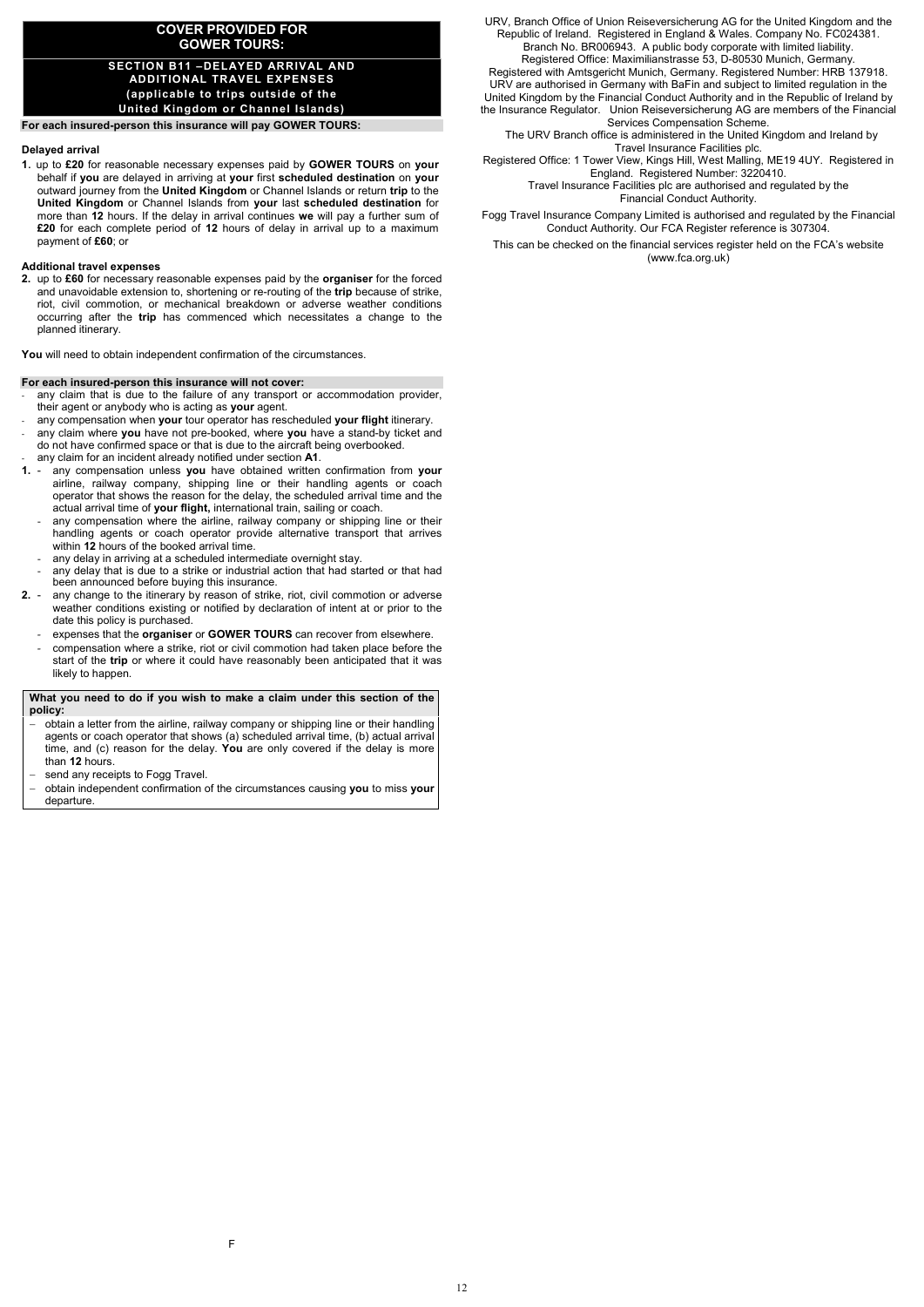## COVER PROVIDED FOR GOWER TOURS:

### SECTION B11 –DELAYED ARRIVAL AND ADDITIONAL TRAVEL EXPENSES (applicable to trips outside of the United Kingdom or Channel Islands)

**For each insured-person this insurance will pay GOWER TOURS:**

**Delayed arrival**

**1.** up to **£20** for reasonable necessary expenses paid by **GOWER TOURS** on **your** behalf if **you** are delayed in arriving at **your** first **scheduled destination** on **your** outward journey from the **United Kingdom** or Channel Islands or return **trip** to the **United Kingdom** or Channel Islands from **your** last **scheduled destination** for more than **12** hours. If the delay in arrival continues **we** will pay a further sum of **£20** for each complete period of **12** hours of delay in arrival up to a maximum payment of **£60**; or

**Additional travel expenses**

**2.** up to **£60** for necessary reasonable expenses paid by the **organiser** for the forced and unavoidable extension to, shortening or re-routing of the **trip** because of strike, riot, civil commotion, or mechanical breakdown or adverse weather conditions occurring after the **trip** has commenced which necessitates a change to the planned itinerary.

**You** will need to obtain independent confirmation of the circumstances.

**For each insured-person this insurance will not cover:**

- any claim that is due to the failure of any transport or accommodation provider, their agent or anybody who is acting as **your** agent.
- any compensation when **your** tour operator has rescheduled **your flight** itinerary.
- any claim where **you** have not pre-booked, where **you** have a stand-by ticket and do not have confirmed space or that is due to the aircraft being overbooked.
- any claim for an incident already notified under section **A1**.

**1.**
- any compensation unless **you** have obtained written confirmation from **your** airline, railway company, shipping line or their handling agents or coach operator that shows the reason for the delay, the scheduled arrival time and the actual arrival time of **your flight,** international train, sailing or coach.
- any compensation where the airline, railway company or shipping line or their handling agents or coach operator provide alternative transport that arrives within **12** hours of the booked arrival time.
- any delay in arriving at a scheduled intermediate overnight stay.
- any delay that is due to a strike or industrial action that had started or that had been announced before buying this insurance.

**2.**
- any change to the itinerary by reason of strike, riot, civil commotion or adverse weather conditions existing or notified by declaration of intent at or prior to the date this policy is purchased.
- expenses that the **organiser** or **GOWER TOURS** can recover from elsewhere.
- compensation where a strike, riot or civil commotion had taken place before the start of the **trip** or where it could have reasonably been anticipated that it was likely to happen.

**What you need to do if you wish to make a claim under this section of the policy:**

- obtain a letter from the airline, railway company or shipping line or their handling agents or coach operator that shows (a) scheduled arrival time, (b) actual arrival time, and (c) reason for the delay. **You** are only covered if the delay is more than **12** hours.
- send any receipts to Fogg Travel.
- obtain independent confirmation of the circumstances causing **you** to miss **your** departure.

F

URV, Branch Office of Union Reiseversicherung AG for the United Kingdom and the Republic of Ireland. Registered in England & Wales. Company No. FC024381. Branch No. BR006943. A public body corporate with limited liability. Registered Office: Maximilianstrasse 53, D-80530 Munich, Germany. Registered with Amtsgericht Munich, Germany. Registered Number: HRB 137918. URV are authorised in Germany with BaFin and subject to limited regulation in the United Kingdom by the Financial Conduct Authority and in the Republic of Ireland by the Insurance Regulator. Union Reiseversicherung AG are members of the Financial Services Compensation Scheme.

The URV Branch office is administered in the United Kingdom and Ireland by Travel Insurance Facilities plc.

Registered Office: 1 Tower View, Kings Hill, West Malling, ME19 4UY. Registered in England. Registered Number: 3220410.

Travel Insurance Facilities plc are authorised and regulated by the Financial Conduct Authority.

Fogg Travel Insurance Company Limited is authorised and regulated by the Financial Conduct Authority. Our FCA Register reference is 307304.

This can be checked on the financial services register held on the FCA's website (www.fca.org.uk)